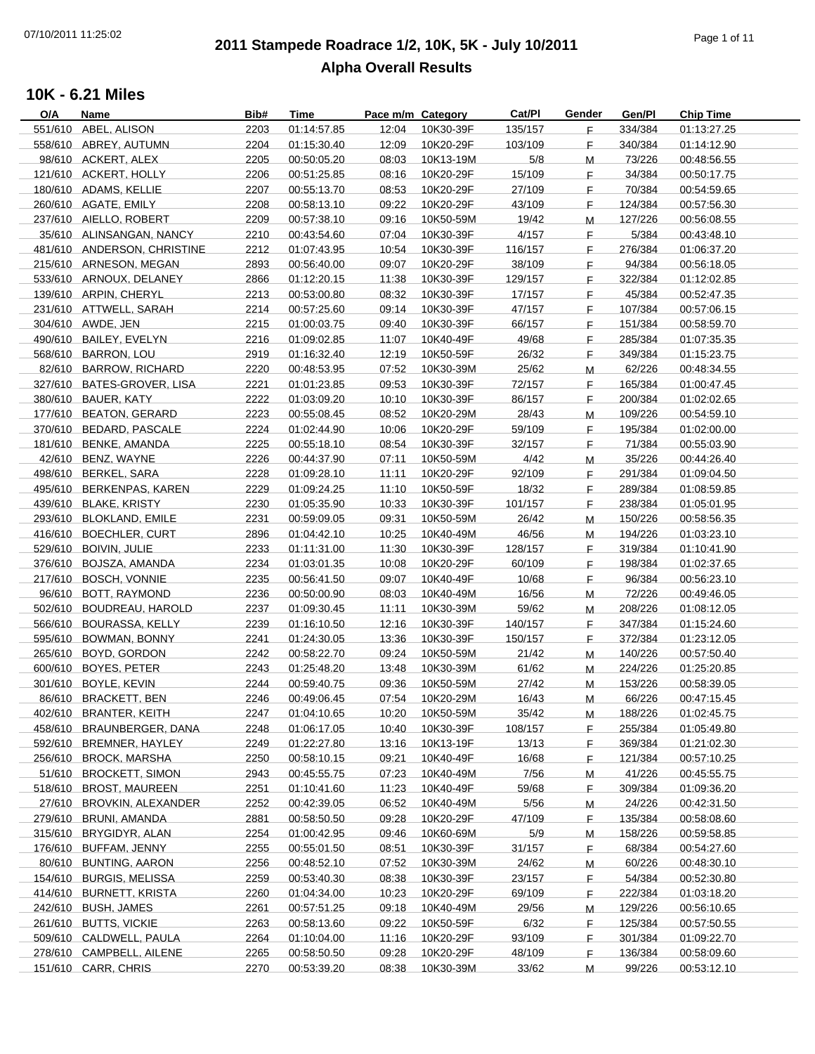# 2011 Stampede Roadrace 1/2, 10K, 5K - July 10/2011

## Alpha Overall Results

### 10K - 6.21 Miles

| O/A | Name | Bib# | Time | Pace m/m | Category | Cat/Pl | Gender | Gen/Pl | Chip Time |
|---|---|---|---|---|---|---|---|---|---|
| 551/610 | ABEL, ALISON | 2203 | 01:14:57.85 | 12:04 | 10K30-39F | 135/157 | F | 334/384 | 01:13:27.25 |
| 558/610 | ABREY, AUTUMN | 2204 | 01:15:30.40 | 12:09 | 10K20-29F | 103/109 | F | 340/384 | 01:14:12.90 |
| 98/610 | ACKERT, ALEX | 2205 | 00:50:05.20 | 08:03 | 10K13-19M | 5/8 | M | 73/226 | 00:48:56.55 |
| 121/610 | ACKERT, HOLLY | 2206 | 00:51:25.85 | 08:16 | 10K20-29F | 15/109 | F | 34/384 | 00:50:17.75 |
| 180/610 | ADAMS, KELLIE | 2207 | 00:55:13.70 | 08:53 | 10K20-29F | 27/109 | F | 70/384 | 00:54:59.65 |
| 260/610 | AGATE, EMILY | 2208 | 00:58:13.10 | 09:22 | 10K20-29F | 43/109 | F | 124/384 | 00:57:56.30 |
| 237/610 | AIELLO, ROBERT | 2209 | 00:57:38.10 | 09:16 | 10K50-59M | 19/42 | M | 127/226 | 00:56:08.55 |
| 35/610 | ALINSANGAN, NANCY | 2210 | 00:43:54.60 | 07:04 | 10K30-39F | 4/157 | F | 5/384 | 00:43:48.10 |
| 481/610 | ANDERSON, CHRISTINE | 2212 | 01:07:43.95 | 10:54 | 10K30-39F | 116/157 | F | 276/384 | 01:06:37.20 |
| 215/610 | ARNESON, MEGAN | 2893 | 00:56:40.00 | 09:07 | 10K20-29F | 38/109 | F | 94/384 | 00:56:18.05 |
| 533/610 | ARNOUX, DELANEY | 2866 | 01:12:20.15 | 11:38 | 10K30-39F | 129/157 | F | 322/384 | 01:12:02.85 |
| 139/610 | ARPIN, CHERYL | 2213 | 00:53:00.80 | 08:32 | 10K30-39F | 17/157 | F | 45/384 | 00:52:47.35 |
| 231/610 | ATTWELL, SARAH | 2214 | 00:57:25.60 | 09:14 | 10K30-39F | 47/157 | F | 107/384 | 00:57:06.15 |
| 304/610 | AWDE, JEN | 2215 | 01:00:03.75 | 09:40 | 10K30-39F | 66/157 | F | 151/384 | 00:58:59.70 |
| 490/610 | BAILEY, EVELYN | 2216 | 01:09:02.85 | 11:07 | 10K40-49F | 49/68 | F | 285/384 | 01:07:35.35 |
| 568/610 | BARRON, LOU | 2919 | 01:16:32.40 | 12:19 | 10K50-59F | 26/32 | F | 349/384 | 01:15:23.75 |
| 82/610 | BARROW, RICHARD | 2220 | 00:48:53.95 | 07:52 | 10K30-39M | 25/62 | M | 62/226 | 00:48:34.55 |
| 327/610 | BATES-GROVER, LISA | 2221 | 01:01:23.85 | 09:53 | 10K30-39F | 72/157 | F | 165/384 | 01:00:47.45 |
| 380/610 | BAUER, KATY | 2222 | 01:03:09.20 | 10:10 | 10K30-39F | 86/157 | F | 200/384 | 01:02:02.65 |
| 177/610 | BEATON, GERARD | 2223 | 00:55:08.45 | 08:52 | 10K20-29M | 28/43 | M | 109/226 | 00:54:59.10 |
| 370/610 | BEDARD, PASCALE | 2224 | 01:02:44.90 | 10:06 | 10K20-29F | 59/109 | F | 195/384 | 01:02:00.00 |
| 181/610 | BENKE, AMANDA | 2225 | 00:55:18.10 | 08:54 | 10K30-39F | 32/157 | F | 71/384 | 00:55:03.90 |
| 42/610 | BENZ, WAYNE | 2226 | 00:44:37.90 | 07:11 | 10K50-59M | 4/42 | M | 35/226 | 00:44:26.40 |
| 498/610 | BERKEL, SARA | 2228 | 01:09:28.10 | 11:11 | 10K20-29F | 92/109 | F | 291/384 | 01:09:04.50 |
| 495/610 | BERKENPAS, KAREN | 2229 | 01:09:24.25 | 11:10 | 10K50-59F | 18/32 | F | 289/384 | 01:08:59.85 |
| 439/610 | BLAKE, KRISTY | 2230 | 01:05:35.90 | 10:33 | 10K30-39F | 101/157 | F | 238/384 | 01:05:01.95 |
| 293/610 | BLOKLAND, EMILE | 2231 | 00:59:09.05 | 09:31 | 10K50-59M | 26/42 | M | 150/226 | 00:58:56.35 |
| 416/610 | BOECHLER, CURT | 2896 | 01:04:42.10 | 10:25 | 10K40-49M | 46/56 | M | 194/226 | 01:03:23.10 |
| 529/610 | BOIVIN, JULIE | 2233 | 01:11:31.00 | 11:30 | 10K30-39F | 128/157 | F | 319/384 | 01:10:41.90 |
| 376/610 | BOJSZA, AMANDA | 2234 | 01:03:01.35 | 10:08 | 10K20-29F | 60/109 | F | 198/384 | 01:02:37.65 |
| 217/610 | BOSCH, VONNIE | 2235 | 00:56:41.50 | 09:07 | 10K40-49F | 10/68 | F | 96/384 | 00:56:23.10 |
| 96/610 | BOTT, RAYMOND | 2236 | 00:50:00.90 | 08:03 | 10K40-49M | 16/56 | M | 72/226 | 00:49:46.05 |
| 502/610 | BOUDREAU, HAROLD | 2237 | 01:09:30.45 | 11:11 | 10K30-39M | 59/62 | M | 208/226 | 01:08:12.05 |
| 566/610 | BOURASSA, KELLY | 2239 | 01:16:10.50 | 12:16 | 10K30-39F | 140/157 | F | 347/384 | 01:15:24.60 |
| 595/610 | BOWMAN, BONNY | 2241 | 01:24:30.05 | 13:36 | 10K30-39F | 150/157 | F | 372/384 | 01:23:12.05 |
| 265/610 | BOYD, GORDON | 2242 | 00:58:22.70 | 09:24 | 10K50-59M | 21/42 | M | 140/226 | 00:57:50.40 |
| 600/610 | BOYES, PETER | 2243 | 01:25:48.20 | 13:48 | 10K30-39M | 61/62 | M | 224/226 | 01:25:20.85 |
| 301/610 | BOYLE, KEVIN | 2244 | 00:59:40.75 | 09:36 | 10K50-59M | 27/42 | M | 153/226 | 00:58:39.05 |
| 86/610 | BRACKETT, BEN | 2246 | 00:49:06.45 | 07:54 | 10K20-29M | 16/43 | M | 66/226 | 00:47:15.45 |
| 402/610 | BRANTER, KEITH | 2247 | 01:04:10.65 | 10:20 | 10K50-59M | 35/42 | M | 188/226 | 01:02:45.75 |
| 458/610 | BRAUNBERGER, DANA | 2248 | 01:06:17.05 | 10:40 | 10K30-39F | 108/157 | F | 255/384 | 01:05:49.80 |
| 592/610 | BREMNER, HAYLEY | 2249 | 01:22:27.80 | 13:16 | 10K13-19F | 13/13 | F | 369/384 | 01:21:02.30 |
| 256/610 | BROCK, MARSHA | 2250 | 00:58:10.15 | 09:21 | 10K40-49F | 16/68 | F | 121/384 | 00:57:10.25 |
| 51/610 | BROCKETT, SIMON | 2943 | 00:45:55.75 | 07:23 | 10K40-49M | 7/56 | M | 41/226 | 00:45:55.75 |
| 518/610 | BROST, MAUREEN | 2251 | 01:10:41.60 | 11:23 | 10K40-49F | 59/68 | F | 309/384 | 01:09:36.20 |
| 27/610 | BROVKIN, ALEXANDER | 2252 | 00:42:39.05 | 06:52 | 10K40-49M | 5/56 | M | 24/226 | 00:42:31.50 |
| 279/610 | BRUNI, AMANDA | 2881 | 00:58:50.50 | 09:28 | 10K20-29F | 47/109 | F | 135/384 | 00:58:08.60 |
| 315/610 | BRYGIDYR, ALAN | 2254 | 01:00:42.95 | 09:46 | 10K60-69M | 5/9 | M | 158/226 | 00:59:58.85 |
| 176/610 | BUFFAM, JENNY | 2255 | 00:55:01.50 | 08:51 | 10K30-39F | 31/157 | F | 68/384 | 00:54:27.60 |
| 80/610 | BUNTING, AARON | 2256 | 00:48:52.10 | 07:52 | 10K30-39M | 24/62 | M | 60/226 | 00:48:30.10 |
| 154/610 | BURGIS, MELISSA | 2259 | 00:53:40.30 | 08:38 | 10K30-39F | 23/157 | F | 54/384 | 00:52:30.80 |
| 414/610 | BURNETT, KRISTA | 2260 | 01:04:34.00 | 10:23 | 10K20-29F | 69/109 | F | 222/384 | 01:03:18.20 |
| 242/610 | BUSH, JAMES | 2261 | 00:57:51.25 | 09:18 | 10K40-49M | 29/56 | M | 129/226 | 00:56:10.65 |
| 261/610 | BUTTS, VICKIE | 2263 | 00:58:13.60 | 09:22 | 10K50-59F | 6/32 | F | 125/384 | 00:57:50.55 |
| 509/610 | CALDWELL, PAULA | 2264 | 01:10:04.00 | 11:16 | 10K20-29F | 93/109 | F | 301/384 | 01:09:22.70 |
| 278/610 | CAMPBELL, AILENE | 2265 | 00:58:50.50 | 09:28 | 10K20-29F | 48/109 | F | 136/384 | 00:58:09.60 |
| 151/610 | CARR, CHRIS | 2270 | 00:53:39.20 | 08:38 | 10K30-39M | 33/62 | M | 99/226 | 00:53:12.10 |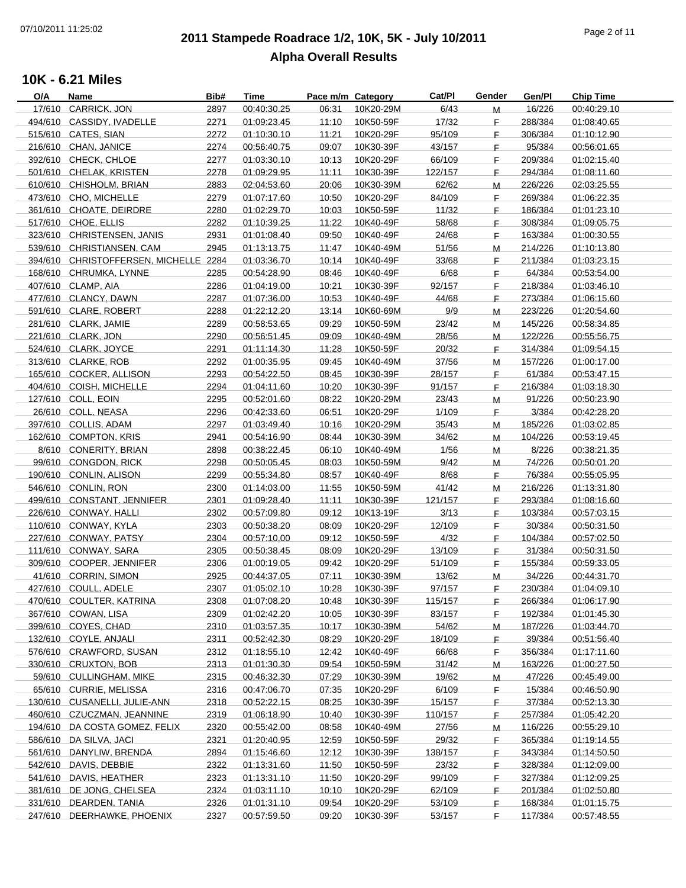# 2011 Stampede Roadrace 1/2, 10K, 5K - July 10/2011

## Alpha Overall Results

### 10K - 6.21 Miles

| O/A | Name | Bib# | Time | Pace m/m | Category | Cat/Pl | Gender | Gen/Pl | Chip Time |
|---|---|---|---|---|---|---|---|---|---|
| 17/610 | CARRICK, JON | 2897 | 00:40:30.25 | 06:31 | 10K20-29M | 6/43 | M | 16/226 | 00:40:29.10 |
| 494/610 | CASSIDY, IVADELLE | 2271 | 01:09:23.45 | 11:10 | 10K50-59F | 17/32 | F | 288/384 | 01:08:40.65 |
| 515/610 | CATES, SIAN | 2272 | 01:10:30.10 | 11:21 | 10K20-29F | 95/109 | F | 306/384 | 01:10:12.90 |
| 216/610 | CHAN, JANICE | 2274 | 00:56:40.75 | 09:07 | 10K30-39F | 43/157 | F | 95/384 | 00:56:01.65 |
| 392/610 | CHECK, CHLOE | 2277 | 01:03:30.10 | 10:13 | 10K20-29F | 66/109 | F | 209/384 | 01:02:15.40 |
| 501/610 | CHELAK, KRISTEN | 2278 | 01:09:29.95 | 11:11 | 10K30-39F | 122/157 | F | 294/384 | 01:08:11.60 |
| 610/610 | CHISHOLM, BRIAN | 2883 | 02:04:53.60 | 20:06 | 10K30-39M | 62/62 | M | 226/226 | 02:03:25.55 |
| 473/610 | CHO, MICHELLE | 2279 | 01:07:17.60 | 10:50 | 10K20-29F | 84/109 | F | 269/384 | 01:06:22.35 |
| 361/610 | CHOATE, DEIRDRE | 2280 | 01:02:29.70 | 10:03 | 10K50-59F | 11/32 | F | 186/384 | 01:01:23.10 |
| 517/610 | CHOE, ELLIS | 2282 | 01:10:39.25 | 11:22 | 10K40-49F | 58/68 | F | 308/384 | 01:09:05.75 |
| 323/610 | CHRISTENSEN, JANIS | 2931 | 01:01:08.40 | 09:50 | 10K40-49F | 24/68 | F | 163/384 | 01:00:30.55 |
| 539/610 | CHRISTIANSEN, CAM | 2945 | 01:13:13.75 | 11:47 | 10K40-49M | 51/56 | M | 214/226 | 01:10:13.80 |
| 394/610 | CHRISTOFFERSEN, MICHELLE | 2284 | 01:03:36.70 | 10:14 | 10K40-49F | 33/68 | F | 211/384 | 01:03:23.15 |
| 168/610 | CHRUMKA, LYNNE | 2285 | 00:54:28.90 | 08:46 | 10K40-49F | 6/68 | F | 64/384 | 00:53:54.00 |
| 407/610 | CLAMP, AIA | 2286 | 01:04:19.00 | 10:21 | 10K30-39F | 92/157 | F | 218/384 | 01:03:46.10 |
| 477/610 | CLANCY, DAWN | 2287 | 01:07:36.00 | 10:53 | 10K40-49F | 44/68 | F | 273/384 | 01:06:15.60 |
| 591/610 | CLARE, ROBERT | 2288 | 01:22:12.20 | 13:14 | 10K60-69M | 9/9 | M | 223/226 | 01:20:54.60 |
| 281/610 | CLARK, JAMIE | 2289 | 00:58:53.65 | 09:29 | 10K50-59M | 23/42 | M | 145/226 | 00:58:34.85 |
| 221/610 | CLARK, JON | 2290 | 00:56:51.45 | 09:09 | 10K40-49M | 28/56 | M | 122/226 | 00:55:56.75 |
| 524/610 | CLARK, JOYCE | 2291 | 01:11:14.30 | 11:28 | 10K50-59F | 20/32 | F | 314/384 | 01:09:54.15 |
| 313/610 | CLARKE, ROB | 2292 | 01:00:35.95 | 09:45 | 10K40-49M | 37/56 | M | 157/226 | 01:00:17.00 |
| 165/610 | COCKER, ALLISON | 2293 | 00:54:22.50 | 08:45 | 10K30-39F | 28/157 | F | 61/384 | 00:53:47.15 |
| 404/610 | COISH, MICHELLE | 2294 | 01:04:11.60 | 10:20 | 10K30-39F | 91/157 | F | 216/384 | 01:03:18.30 |
| 127/610 | COLL, EOIN | 2295 | 00:52:01.60 | 08:22 | 10K20-29M | 23/43 | M | 91/226 | 00:50:23.90 |
| 26/610 | COLL, NEASA | 2296 | 00:42:33.60 | 06:51 | 10K20-29F | 1/109 | F | 3/384 | 00:42:28.20 |
| 397/610 | COLLIS, ADAM | 2297 | 01:03:49.40 | 10:16 | 10K20-29M | 35/43 | M | 185/226 | 01:03:02.85 |
| 162/610 | COMPTON, KRIS | 2941 | 00:54:16.90 | 08:44 | 10K30-39M | 34/62 | M | 104/226 | 00:53:19.45 |
| 8/610 | CONERITY, BRIAN | 2898 | 00:38:22.45 | 06:10 | 10K40-49M | 1/56 | M | 8/226 | 00:38:21.35 |
| 99/610 | CONGDON, RICK | 2298 | 00:50:05.45 | 08:03 | 10K50-59M | 9/42 | M | 74/226 | 00:50:01.20 |
| 190/610 | CONLIN, ALISON | 2299 | 00:55:34.80 | 08:57 | 10K40-49F | 8/68 | F | 76/384 | 00:55:05.95 |
| 546/610 | CONLIN, RON | 2300 | 01:14:03.00 | 11:55 | 10K50-59M | 41/42 | M | 216/226 | 01:13:31.80 |
| 499/610 | CONSTANT, JENNIFER | 2301 | 01:09:28.40 | 11:11 | 10K30-39F | 121/157 | F | 293/384 | 01:08:16.60 |
| 226/610 | CONWAY, HALLI | 2302 | 00:57:09.80 | 09:12 | 10K13-19F | 3/13 | F | 103/384 | 00:57:03.15 |
| 110/610 | CONWAY, KYLA | 2303 | 00:50:38.20 | 08:09 | 10K20-29F | 12/109 | F | 30/384 | 00:50:31.50 |
| 227/610 | CONWAY, PATSY | 2304 | 00:57:10.00 | 09:12 | 10K50-59F | 4/32 | F | 104/384 | 00:57:02.50 |
| 111/610 | CONWAY, SARA | 2305 | 00:50:38.25 | 08:09 | 10K20-29F | 13/109 | F | 31/384 | 00:50:31.50 |
| 309/610 | COOPER, JENNIFER | 2306 | 01:00:19.05 | 09:42 | 10K20-29F | 51/109 | F | 155/384 | 00:59:33.05 |
| 41/610 | CORRIN, SIMON | 2925 | 00:44:37.05 | 07:11 | 10K30-39M | 13/62 | M | 34/226 | 00:44:31.70 |
| 427/610 | COULL, ADELE | 2307 | 01:05:02.10 | 10:28 | 10K30-39F | 97/157 | F | 230/384 | 01:04:09.10 |
| 470/610 | COULTER, KATRINA | 2308 | 01:07:08.20 | 10:48 | 10K30-39F | 115/157 | F | 266/384 | 01:06:17.90 |
| 367/610 | COWAN, LISA | 2309 | 01:02:42.20 | 10:05 | 10K30-39F | 83/157 | F | 192/384 | 01:01:45.30 |
| 399/610 | COYES, CHAD | 2310 | 01:03:57.35 | 10:17 | 10K30-39M | 54/62 | M | 187/226 | 01:03:44.70 |
| 132/610 | COYLE, ANJALI | 2311 | 00:52:42.30 | 08:29 | 10K20-29F | 18/109 | F | 39/384 | 00:51:56.40 |
| 576/610 | CRAWFORD, SUSAN | 2312 | 01:18:55.10 | 12:42 | 10K40-49F | 66/68 | F | 356/384 | 01:17:11.60 |
| 330/610 | CRUXTON, BOB | 2313 | 01:01:30.30 | 09:54 | 10K50-59M | 31/42 | M | 163/226 | 01:00:27.50 |
| 59/610 | CULLINGHAM, MIKE | 2315 | 00:46:32.30 | 07:29 | 10K30-39M | 19/62 | M | 47/226 | 00:45:49.00 |
| 65/610 | CURRIE, MELISSA | 2316 | 00:47:06.70 | 07:35 | 10K20-29F | 6/109 | F | 15/384 | 00:46:50.90 |
| 130/610 | CUSANELLI, JULIE-ANN | 2318 | 00:52:22.15 | 08:25 | 10K30-39F | 15/157 | F | 37/384 | 00:52:13.30 |
| 460/610 | CZUCZMAN, JEANNINE | 2319 | 01:06:18.90 | 10:40 | 10K30-39F | 110/157 | F | 257/384 | 01:05:42.20 |
| 194/610 | DA COSTA GOMEZ, FELIX | 2320 | 00:55:42.00 | 08:58 | 10K40-49M | 27/56 | M | 116/226 | 00:55:29.10 |
| 586/610 | DA SILVA, JACI | 2321 | 01:20:40.95 | 12:59 | 10K50-59F | 29/32 | F | 365/384 | 01:19:14.55 |
| 561/610 | DANYLIW, BRENDA | 2894 | 01:15:46.60 | 12:12 | 10K30-39F | 138/157 | F | 343/384 | 01:14:50.50 |
| 542/610 | DAVIS, DEBBIE | 2322 | 01:13:31.60 | 11:50 | 10K50-59F | 23/32 | F | 328/384 | 01:12:09.00 |
| 541/610 | DAVIS, HEATHER | 2323 | 01:13:31.10 | 11:50 | 10K20-29F | 99/109 | F | 327/384 | 01:12:09.25 |
| 381/610 | DE JONG, CHELSEA | 2324 | 01:03:11.10 | 10:10 | 10K20-29F | 62/109 | F | 201/384 | 01:02:50.80 |
| 331/610 | DEARDEN, TANIA | 2326 | 01:01:31.10 | 09:54 | 10K20-29F | 53/109 | F | 168/384 | 01:01:15.75 |
| 247/610 | DEERHAWKE, PHOENIX | 2327 | 00:57:59.50 | 09:20 | 10K30-39F | 53/157 | F | 117/384 | 00:57:48.55 |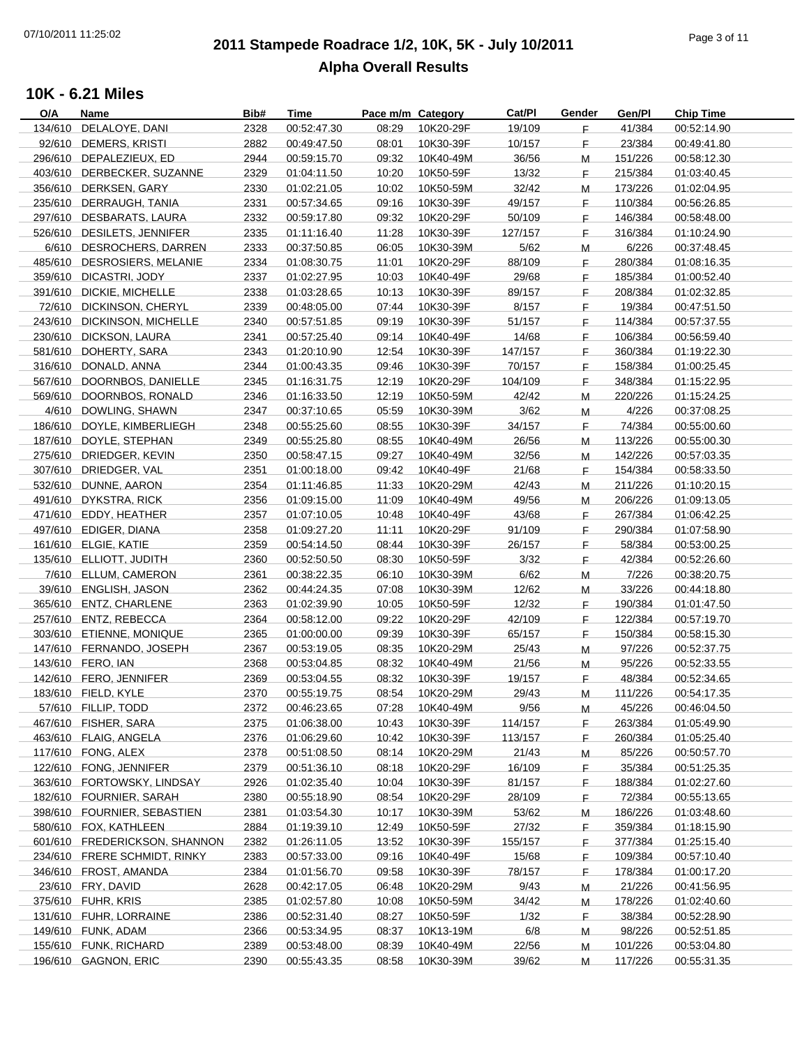# 2011 Stampede Roadrace 1/2, 10K, 5K - July 10/2011

## Alpha Overall Results

### 10K - 6.21 Miles

| O/A | Name | Bib# | Time | Pace m/m | Category | Cat/Pl | Gender | Gen/Pl | Chip Time |
|---|---|---|---|---|---|---|---|---|---|
| 134/610 | DELALOYE, DANI | 2328 | 00:52:47.30 | 08:29 | 10K20-29F | 19/109 | F | 41/384 | 00:52:14.90 |
| 92/610 | DEMERS, KRISTI | 2882 | 00:49:47.50 | 08:01 | 10K30-39F | 10/157 | F | 23/384 | 00:49:41.80 |
| 296/610 | DEPALEZIEUX, ED | 2944 | 00:59:15.70 | 09:32 | 10K40-49M | 36/56 | M | 151/226 | 00:58:12.30 |
| 403/610 | DERBECKER, SUZANNE | 2329 | 01:04:11.50 | 10:20 | 10K50-59F | 13/32 | F | 215/384 | 01:03:40.45 |
| 356/610 | DERKSEN, GARY | 2330 | 01:02:21.05 | 10:02 | 10K50-59M | 32/42 | M | 173/226 | 01:02:04.95 |
| 235/610 | DERRAUGH, TANIA | 2331 | 00:57:34.65 | 09:16 | 10K30-39F | 49/157 | F | 110/384 | 00:56:26.85 |
| 297/610 | DESBARATS, LAURA | 2332 | 00:59:17.80 | 09:32 | 10K20-29F | 50/109 | F | 146/384 | 00:58:48.00 |
| 526/610 | DESILETS, JENNIFER | 2335 | 01:11:16.40 | 11:28 | 10K30-39F | 127/157 | F | 316/384 | 01:10:24.90 |
| 6/610 | DESROCHERS, DARREN | 2333 | 00:37:50.85 | 06:05 | 10K30-39M | 5/62 | M | 6/226 | 00:37:48.45 |
| 485/610 | DESROSIERS, MELANIE | 2334 | 01:08:30.75 | 11:01 | 10K20-29F | 88/109 | F | 280/384 | 01:08:16.35 |
| 359/610 | DICASTRI, JODY | 2337 | 01:02:27.95 | 10:03 | 10K40-49F | 29/68 | F | 185/384 | 01:00:52.40 |
| 391/610 | DICKIE, MICHELLE | 2338 | 01:03:28.65 | 10:13 | 10K30-39F | 89/157 | F | 208/384 | 01:02:32.85 |
| 72/610 | DICKINSON, CHERYL | 2339 | 00:48:05.00 | 07:44 | 10K30-39F | 8/157 | F | 19/384 | 00:47:51.50 |
| 243/610 | DICKINSON, MICHELLE | 2340 | 00:57:51.85 | 09:19 | 10K30-39F | 51/157 | F | 114/384 | 00:57:37.55 |
| 230/610 | DICKSON, LAURA | 2341 | 00:57:25.40 | 09:14 | 10K40-49F | 14/68 | F | 106/384 | 00:56:59.40 |
| 581/610 | DOHERTY, SARA | 2343 | 01:20:10.90 | 12:54 | 10K30-39F | 147/157 | F | 360/384 | 01:19:22.30 |
| 316/610 | DONALD, ANNA | 2344 | 01:00:43.35 | 09:46 | 10K30-39F | 70/157 | F | 158/384 | 01:00:25.45 |
| 567/610 | DOORNBOS, DANIELLE | 2345 | 01:16:31.75 | 12:19 | 10K20-29F | 104/109 | F | 348/384 | 01:15:22.95 |
| 569/610 | DOORNBOS, RONALD | 2346 | 01:16:33.50 | 12:19 | 10K50-59M | 42/42 | M | 220/226 | 01:15:24.25 |
| 4/610 | DOWLING, SHAWN | 2347 | 00:37:10.65 | 05:59 | 10K30-39M | 3/62 | M | 4/226 | 00:37:08.25 |
| 186/610 | DOYLE, KIMBERLIEGH | 2348 | 00:55:25.60 | 08:55 | 10K30-39F | 34/157 | F | 74/384 | 00:55:00.60 |
| 187/610 | DOYLE, STEPHAN | 2349 | 00:55:25.80 | 08:55 | 10K40-49M | 26/56 | M | 113/226 | 00:55:00.30 |
| 275/610 | DRIEDGER, KEVIN | 2350 | 00:58:47.15 | 09:27 | 10K40-49M | 32/56 | M | 142/226 | 00:57:03.35 |
| 307/610 | DRIEDGER, VAL | 2351 | 01:00:18.00 | 09:42 | 10K40-49F | 21/68 | F | 154/384 | 00:58:33.50 |
| 532/610 | DUNNE, AARON | 2354 | 01:11:46.85 | 11:33 | 10K20-29M | 42/43 | M | 211/226 | 01:10:20.15 |
| 491/610 | DYKSTRA, RICK | 2356 | 01:09:15.00 | 11:09 | 10K40-49M | 49/56 | M | 206/226 | 01:09:13.05 |
| 471/610 | EDDY, HEATHER | 2357 | 01:07:10.05 | 10:48 | 10K40-49F | 43/68 | F | 267/384 | 01:06:42.25 |
| 497/610 | EDIGER, DIANA | 2358 | 01:09:27.20 | 11:11 | 10K20-29F | 91/109 | F | 290/384 | 01:07:58.90 |
| 161/610 | ELGIE, KATIE | 2359 | 00:54:14.50 | 08:44 | 10K30-39F | 26/157 | F | 58/384 | 00:53:00.25 |
| 135/610 | ELLIOTT, JUDITH | 2360 | 00:52:50.50 | 08:30 | 10K50-59F | 3/32 | F | 42/384 | 00:52:26.60 |
| 7/610 | ELLUM, CAMERON | 2361 | 00:38:22.35 | 06:10 | 10K30-39M | 6/62 | M | 7/226 | 00:38:20.75 |
| 39/610 | ENGLISH, JASON | 2362 | 00:44:24.35 | 07:08 | 10K30-39M | 12/62 | M | 33/226 | 00:44:18.80 |
| 365/610 | ENTZ, CHARLENE | 2363 | 01:02:39.90 | 10:05 | 10K50-59F | 12/32 | F | 190/384 | 01:01:47.50 |
| 257/610 | ENTZ, REBECCA | 2364 | 00:58:12.00 | 09:22 | 10K20-29F | 42/109 | F | 122/384 | 00:57:19.70 |
| 303/610 | ETIENNE, MONIQUE | 2365 | 01:00:00.00 | 09:39 | 10K30-39F | 65/157 | F | 150/384 | 00:58:15.30 |
| 147/610 | FERNANDO, JOSEPH | 2367 | 00:53:19.05 | 08:35 | 10K20-29M | 25/43 | M | 97/226 | 00:52:37.75 |
| 143/610 | FERO, IAN | 2368 | 00:53:04.85 | 08:32 | 10K40-49M | 21/56 | M | 95/226 | 00:52:33.55 |
| 142/610 | FERO, JENNIFER | 2369 | 00:53:04.55 | 08:32 | 10K30-39F | 19/157 | F | 48/384 | 00:52:34.65 |
| 183/610 | FIELD, KYLE | 2370 | 00:55:19.75 | 08:54 | 10K20-29M | 29/43 | M | 111/226 | 00:54:17.35 |
| 57/610 | FILLIP, TODD | 2372 | 00:46:23.65 | 07:28 | 10K40-49M | 9/56 | M | 45/226 | 00:46:04.50 |
| 467/610 | FISHER, SARA | 2375 | 01:06:38.00 | 10:43 | 10K30-39F | 114/157 | F | 263/384 | 01:05:49.90 |
| 463/610 | FLAIG, ANGELA | 2376 | 01:06:29.60 | 10:42 | 10K30-39F | 113/157 | F | 260/384 | 01:05:25.40 |
| 117/610 | FONG, ALEX | 2378 | 00:51:08.50 | 08:14 | 10K20-29M | 21/43 | M | 85/226 | 00:50:57.70 |
| 122/610 | FONG, JENNIFER | 2379 | 00:51:36.10 | 08:18 | 10K20-29F | 16/109 | F | 35/384 | 00:51:25.35 |
| 363/610 | FORTOWSKY, LINDSAY | 2926 | 01:02:35.40 | 10:04 | 10K30-39F | 81/157 | F | 188/384 | 01:02:27.60 |
| 182/610 | FOURNIER, SARAH | 2380 | 00:55:18.90 | 08:54 | 10K20-29F | 28/109 | F | 72/384 | 00:55:13.65 |
| 398/610 | FOURNIER, SEBASTIEN | 2381 | 01:03:54.30 | 10:17 | 10K30-39M | 53/62 | M | 186/226 | 01:03:48.60 |
| 580/610 | FOX, KATHLEEN | 2884 | 01:19:39.10 | 12:49 | 10K50-59F | 27/32 | F | 359/384 | 01:18:15.90 |
| 601/610 | FREDERICKSON, SHANNON | 2382 | 01:26:11.05 | 13:52 | 10K30-39F | 155/157 | F | 377/384 | 01:25:15.40 |
| 234/610 | FRERE SCHMIDT, RINKY | 2383 | 00:57:33.00 | 09:16 | 10K40-49F | 15/68 | F | 109/384 | 00:57:10.40 |
| 346/610 | FROST, AMANDA | 2384 | 01:01:56.70 | 09:58 | 10K30-39F | 78/157 | F | 178/384 | 01:00:17.20 |
| 23/610 | FRY, DAVID | 2628 | 00:42:17.05 | 06:48 | 10K20-29M | 9/43 | M | 21/226 | 00:41:56.95 |
| 375/610 | FUHR, KRIS | 2385 | 01:02:57.80 | 10:08 | 10K50-59M | 34/42 | M | 178/226 | 01:02:40.60 |
| 131/610 | FUHR, LORRAINE | 2386 | 00:52:31.40 | 08:27 | 10K50-59F | 1/32 | F | 38/384 | 00:52:28.90 |
| 149/610 | FUNK, ADAM | 2366 | 00:53:34.95 | 08:37 | 10K13-19M | 6/8 | M | 98/226 | 00:52:51.85 |
| 155/610 | FUNK, RICHARD | 2389 | 00:53:48.00 | 08:39 | 10K40-49M | 22/56 | M | 101/226 | 00:53:04.80 |
| 196/610 | GAGNON, ERIC | 2390 | 00:55:43.35 | 08:58 | 10K30-39M | 39/62 | M | 117/226 | 00:55:31.35 |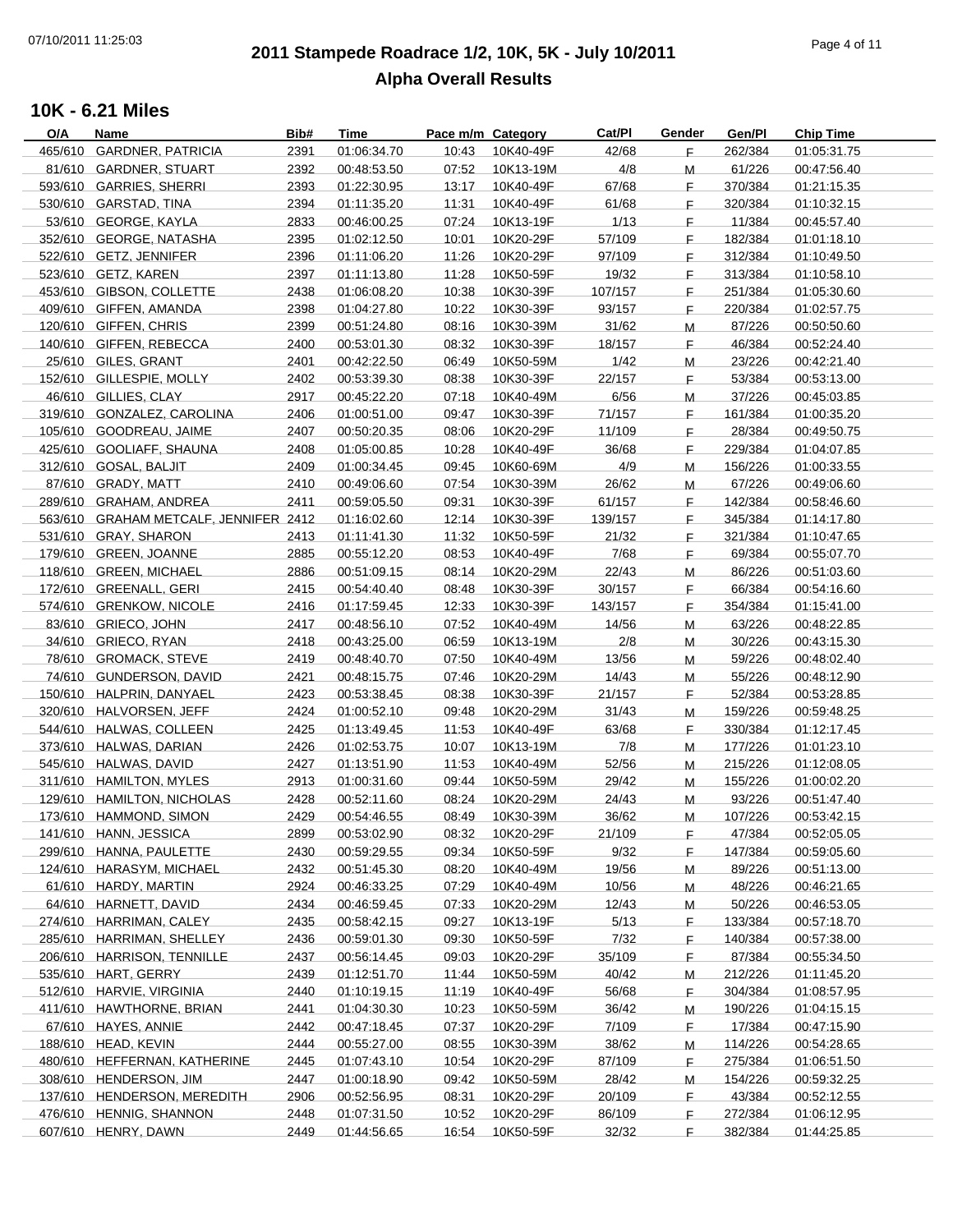# 2011 Stampede Roadrace 1/2, 10K, 5K - July 10/2011

## Alpha Overall Results

### 10K - 6.21 Miles

| O/A | Name | Bib# | Time | Pace m/m | Category | Cat/Pl | Gender | Gen/Pl | Chip Time |
|---|---|---|---|---|---|---|---|---|---|
| 465/610 | GARDNER, PATRICIA | 2391 | 01:06:34.70 | 10:43 | 10K40-49F | 42/68 | F | 262/384 | 01:05:31.75 |
| 81/610 | GARDNER, STUART | 2392 | 00:48:53.50 | 07:52 | 10K13-19M | 4/8 | M | 61/226 | 00:47:56.40 |
| 593/610 | GARRIES, SHERRI | 2393 | 01:22:30.95 | 13:17 | 10K40-49F | 67/68 | F | 370/384 | 01:21:15.35 |
| 530/610 | GARSTAD, TINA | 2394 | 01:11:35.20 | 11:31 | 10K40-49F | 61/68 | F | 320/384 | 01:10:32.15 |
| 53/610 | GEORGE, KAYLA | 2833 | 00:46:00.25 | 07:24 | 10K13-19F | 1/13 | F | 11/384 | 00:45:57.40 |
| 352/610 | GEORGE, NATASHA | 2395 | 01:02:12.50 | 10:01 | 10K20-29F | 57/109 | F | 182/384 | 01:01:18.10 |
| 522/610 | GETZ, JENNIFER | 2396 | 01:11:06.20 | 11:26 | 10K20-29F | 97/109 | F | 312/384 | 01:10:49.50 |
| 523/610 | GETZ, KAREN | 2397 | 01:11:13.80 | 11:28 | 10K50-59F | 19/32 | F | 313/384 | 01:10:58.10 |
| 453/610 | GIBSON, COLLETTE | 2438 | 01:06:08.20 | 10:38 | 10K30-39F | 107/157 | F | 251/384 | 01:05:30.60 |
| 409/610 | GIFFEN, AMANDA | 2398 | 01:04:27.80 | 10:22 | 10K30-39F | 93/157 | F | 220/384 | 01:02:57.75 |
| 120/610 | GIFFEN, CHRIS | 2399 | 00:51:24.80 | 08:16 | 10K30-39M | 31/62 | M | 87/226 | 00:50:50.60 |
| 140/610 | GIFFEN, REBECCA | 2400 | 00:53:01.30 | 08:32 | 10K30-39F | 18/157 | F | 46/384 | 00:52:24.40 |
| 25/610 | GILES, GRANT | 2401 | 00:42:22.50 | 06:49 | 10K50-59M | 1/42 | M | 23/226 | 00:42:21.40 |
| 152/610 | GILLESPIE, MOLLY | 2402 | 00:53:39.30 | 08:38 | 10K30-39F | 22/157 | F | 53/384 | 00:53:13.00 |
| 46/610 | GILLIES, CLAY | 2917 | 00:45:22.20 | 07:18 | 10K40-49M | 6/56 | M | 37/226 | 00:45:03.85 |
| 319/610 | GONZALEZ, CAROLINA | 2406 | 01:00:51.00 | 09:47 | 10K30-39F | 71/157 | F | 161/384 | 01:00:35.20 |
| 105/610 | GOODREAU, JAIME | 2407 | 00:50:20.35 | 08:06 | 10K20-29F | 11/109 | F | 28/384 | 00:49:50.75 |
| 425/610 | GOOLIAFF, SHAUNA | 2408 | 01:05:00.85 | 10:28 | 10K40-49F | 36/68 | F | 229/384 | 01:04:07.85 |
| 312/610 | GOSAL, BALJIT | 2409 | 01:00:34.45 | 09:45 | 10K60-69M | 4/9 | M | 156/226 | 01:00:33.55 |
| 87/610 | GRADY, MATT | 2410 | 00:49:06.60 | 07:54 | 10K30-39M | 26/62 | M | 67/226 | 00:49:06.60 |
| 289/610 | GRAHAM, ANDREA | 2411 | 00:59:05.50 | 09:31 | 10K30-39F | 61/157 | F | 142/384 | 00:58:46.60 |
| 563/610 | GRAHAM METCALF, JENNIFER | 2412 | 01:16:02.60 | 12:14 | 10K30-39F | 139/157 | F | 345/384 | 01:14:17.80 |
| 531/610 | GRAY, SHARON | 2413 | 01:11:41.30 | 11:32 | 10K50-59F | 21/32 | F | 321/384 | 01:10:47.65 |
| 179/610 | GREEN, JOANNE | 2885 | 00:55:12.20 | 08:53 | 10K40-49F | 7/68 | F | 69/384 | 00:55:07.70 |
| 118/610 | GREEN, MICHAEL | 2886 | 00:51:09.15 | 08:14 | 10K20-29M | 22/43 | M | 86/226 | 00:51:03.60 |
| 172/610 | GREENALL, GERI | 2415 | 00:54:40.40 | 08:48 | 10K30-39F | 30/157 | F | 66/384 | 00:54:16.60 |
| 574/610 | GRENKOW, NICOLE | 2416 | 01:17:59.45 | 12:33 | 10K30-39F | 143/157 | F | 354/384 | 01:15:41.00 |
| 83/610 | GRIECO, JOHN | 2417 | 00:48:56.10 | 07:52 | 10K40-49M | 14/56 | M | 63/226 | 00:48:22.85 |
| 34/610 | GRIECO, RYAN | 2418 | 00:43:25.00 | 06:59 | 10K13-19M | 2/8 | M | 30/226 | 00:43:15.30 |
| 78/610 | GROMACK, STEVE | 2419 | 00:48:40.70 | 07:50 | 10K40-49M | 13/56 | M | 59/226 | 00:48:02.40 |
| 74/610 | GUNDERSON, DAVID | 2421 | 00:48:15.75 | 07:46 | 10K20-29M | 14/43 | M | 55/226 | 00:48:12.90 |
| 150/610 | HALPRIN, DANYAEL | 2423 | 00:53:38.45 | 08:38 | 10K30-39F | 21/157 | F | 52/384 | 00:53:28.85 |
| 320/610 | HALVORSEN, JEFF | 2424 | 01:00:52.10 | 09:48 | 10K20-29M | 31/43 | M | 159/226 | 00:59:48.25 |
| 544/610 | HALWAS, COLLEEN | 2425 | 01:13:49.45 | 11:53 | 10K40-49F | 63/68 | F | 330/384 | 01:12:17.45 |
| 373/610 | HALWAS, DARIAN | 2426 | 01:02:53.75 | 10:07 | 10K13-19M | 7/8 | M | 177/226 | 01:01:23.10 |
| 545/610 | HALWAS, DAVID | 2427 | 01:13:51.90 | 11:53 | 10K40-49M | 52/56 | M | 215/226 | 01:12:08.05 |
| 311/610 | HAMILTON, MYLES | 2913 | 01:00:31.60 | 09:44 | 10K50-59M | 29/42 | M | 155/226 | 01:00:02.20 |
| 129/610 | HAMILTON, NICHOLAS | 2428 | 00:52:11.60 | 08:24 | 10K20-29M | 24/43 | M | 93/226 | 00:51:47.40 |
| 173/610 | HAMMOND, SIMON | 2429 | 00:54:46.55 | 08:49 | 10K30-39M | 36/62 | M | 107/226 | 00:53:42.15 |
| 141/610 | HANN, JESSICA | 2899 | 00:53:02.90 | 08:32 | 10K20-29F | 21/109 | F | 47/384 | 00:52:05.05 |
| 299/610 | HANNA, PAULETTE | 2430 | 00:59:29.55 | 09:34 | 10K50-59F | 9/32 | F | 147/384 | 00:59:05.60 |
| 124/610 | HARASYM, MICHAEL | 2432 | 00:51:45.30 | 08:20 | 10K40-49M | 19/56 | M | 89/226 | 00:51:13.00 |
| 61/610 | HARDY, MARTIN | 2924 | 00:46:33.25 | 07:29 | 10K40-49M | 10/56 | M | 48/226 | 00:46:21.65 |
| 64/610 | HARNETT, DAVID | 2434 | 00:46:59.45 | 07:33 | 10K20-29M | 12/43 | M | 50/226 | 00:46:53.05 |
| 274/610 | HARRIMAN, CALEY | 2435 | 00:58:42.15 | 09:27 | 10K13-19F | 5/13 | F | 133/384 | 00:57:18.70 |
| 285/610 | HARRIMAN, SHELLEY | 2436 | 00:59:01.30 | 09:30 | 10K50-59F | 7/32 | F | 140/384 | 00:57:38.00 |
| 206/610 | HARRISON, TENNILLE | 2437 | 00:56:14.45 | 09:03 | 10K20-29F | 35/109 | F | 87/384 | 00:55:34.50 |
| 535/610 | HART, GERRY | 2439 | 01:12:51.70 | 11:44 | 10K50-59M | 40/42 | M | 212/226 | 01:11:45.20 |
| 512/610 | HARVIE, VIRGINIA | 2440 | 01:10:19.15 | 11:19 | 10K40-49F | 56/68 | F | 304/384 | 01:08:57.95 |
| 411/610 | HAWTHORNE, BRIAN | 2441 | 01:04:30.30 | 10:23 | 10K50-59M | 36/42 | M | 190/226 | 01:04:15.15 |
| 67/610 | HAYES, ANNIE | 2442 | 00:47:18.45 | 07:37 | 10K20-29F | 7/109 | F | 17/384 | 00:47:15.90 |
| 188/610 | HEAD, KEVIN | 2444 | 00:55:27.00 | 08:55 | 10K30-39M | 38/62 | M | 114/226 | 00:54:28.65 |
| 480/610 | HEFFERNAN, KATHERINE | 2445 | 01:07:43.10 | 10:54 | 10K20-29F | 87/109 | F | 275/384 | 01:06:51.50 |
| 308/610 | HENDERSON, JIM | 2447 | 01:00:18.90 | 09:42 | 10K50-59M | 28/42 | M | 154/226 | 00:59:32.25 |
| 137/610 | HENDERSON, MEREDITH | 2906 | 00:52:56.95 | 08:31 | 10K20-29F | 20/109 | F | 43/384 | 00:52:12.55 |
| 476/610 | HENNIG, SHANNON | 2448 | 01:07:31.50 | 10:52 | 10K20-29F | 86/109 | F | 272/384 | 01:06:12.95 |
| 607/610 | HENRY, DAWN | 2449 | 01:44:56.65 | 16:54 | 10K50-59F | 32/32 | F | 382/384 | 01:44:25.85 |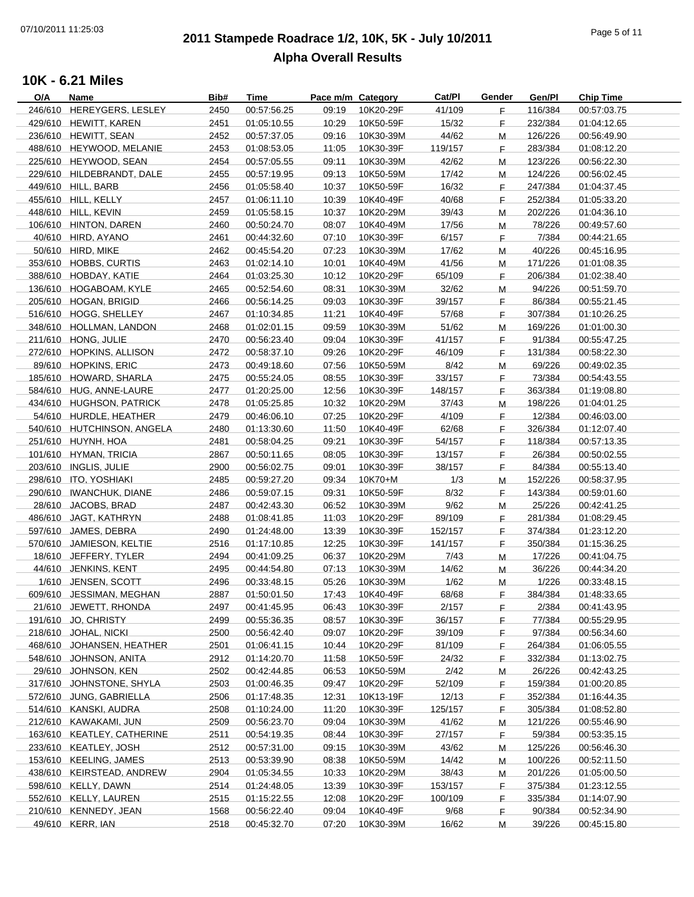# 2011 Stampede Roadrace 1/2, 10K, 5K - July 10/2011

## Alpha Overall Results

### 10K - 6.21 Miles

| O/A | Name | Bib# | Time | Pace m/m | Category | Cat/Pl | Gender | Gen/Pl | Chip Time |
|---|---|---|---|---|---|---|---|---|---|
| 246/610 | HEREYGERS, LESLEY | 2450 | 00:57:56.25 | 09:19 | 10K20-29F | 41/109 | F | 116/384 | 00:57:03.75 |
| 429/610 | HEWITT, KAREN | 2451 | 01:05:10.55 | 10:29 | 10K50-59F | 15/32 | F | 232/384 | 01:04:12.65 |
| 236/610 | HEWITT, SEAN | 2452 | 00:57:37.05 | 09:16 | 10K30-39M | 44/62 | M | 126/226 | 00:56:49.90 |
| 488/610 | HEYWOOD, MELANIE | 2453 | 01:08:53.05 | 11:05 | 10K30-39F | 119/157 | F | 283/384 | 01:08:12.20 |
| 225/610 | HEYWOOD, SEAN | 2454 | 00:57:05.55 | 09:11 | 10K30-39M | 42/62 | M | 123/226 | 00:56:22.30 |
| 229/610 | HILDEBRANDT, DALE | 2455 | 00:57:19.95 | 09:13 | 10K50-59M | 17/42 | M | 124/226 | 00:56:02.45 |
| 449/610 | HILL, BARB | 2456 | 01:05:58.40 | 10:37 | 10K50-59F | 16/32 | F | 247/384 | 01:04:37.45 |
| 455/610 | HILL, KELLY | 2457 | 01:06:11.10 | 10:39 | 10K40-49F | 40/68 | F | 252/384 | 01:05:33.20 |
| 448/610 | HILL, KEVIN | 2459 | 01:05:58.15 | 10:37 | 10K20-29M | 39/43 | M | 202/226 | 01:04:36.10 |
| 106/610 | HINTON, DAREN | 2460 | 00:50:24.70 | 08:07 | 10K40-49M | 17/56 | M | 78/226 | 00:49:57.60 |
| 40/610 | HIRD, AYANO | 2461 | 00:44:32.60 | 07:10 | 10K30-39F | 6/157 | F | 7/384 | 00:44:21.65 |
| 50/610 | HIRD, MIKE | 2462 | 00:45:54.20 | 07:23 | 10K30-39M | 17/62 | M | 40/226 | 00:45:16.95 |
| 353/610 | HOBBS, CURTIS | 2463 | 01:02:14.10 | 10:01 | 10K40-49M | 41/56 | M | 171/226 | 01:01:08.35 |
| 388/610 | HOBDAY, KATIE | 2464 | 01:03:25.30 | 10:12 | 10K20-29F | 65/109 | F | 206/384 | 01:02:38.40 |
| 136/610 | HOGABOAM, KYLE | 2465 | 00:52:54.60 | 08:31 | 10K30-39M | 32/62 | M | 94/226 | 00:51:59.70 |
| 205/610 | HOGAN, BRIGID | 2466 | 00:56:14.25 | 09:03 | 10K30-39F | 39/157 | F | 86/384 | 00:55:21.45 |
| 516/610 | HOGG, SHELLEY | 2467 | 01:10:34.85 | 11:21 | 10K40-49F | 57/68 | F | 307/384 | 01:10:26.25 |
| 348/610 | HOLLMAN, LANDON | 2468 | 01:02:01.15 | 09:59 | 10K30-39M | 51/62 | M | 169/226 | 01:01:00.30 |
| 211/610 | HONG, JULIE | 2470 | 00:56:23.40 | 09:04 | 10K30-39F | 41/157 | F | 91/384 | 00:55:47.25 |
| 272/610 | HOPKINS, ALLISON | 2472 | 00:58:37.10 | 09:26 | 10K20-29F | 46/109 | F | 131/384 | 00:58:22.30 |
| 89/610 | HOPKINS, ERIC | 2473 | 00:49:18.60 | 07:56 | 10K50-59M | 8/42 | M | 69/226 | 00:49:02.35 |
| 185/610 | HOWARD, SHARLA | 2475 | 00:55:24.05 | 08:55 | 10K30-39F | 33/157 | F | 73/384 | 00:54:43.55 |
| 584/610 | HUG, ANNE-LAURE | 2477 | 01:20:25.00 | 12:56 | 10K30-39F | 148/157 | F | 363/384 | 01:19:08.80 |
| 434/610 | HUGHSON, PATRICK | 2478 | 01:05:25.85 | 10:32 | 10K20-29M | 37/43 | M | 198/226 | 01:04:01.25 |
| 54/610 | HURDLE, HEATHER | 2479 | 00:46:06.10 | 07:25 | 10K20-29F | 4/109 | F | 12/384 | 00:46:03.00 |
| 540/610 | HUTCHINSON, ANGELA | 2480 | 01:13:30.60 | 11:50 | 10K40-49F | 62/68 | F | 326/384 | 01:12:07.40 |
| 251/610 | HUYNH, HOA | 2481 | 00:58:04.25 | 09:21 | 10K30-39F | 54/157 | F | 118/384 | 00:57:13.35 |
| 101/610 | HYMAN, TRICIA | 2867 | 00:50:11.65 | 08:05 | 10K30-39F | 13/157 | F | 26/384 | 00:50:02.55 |
| 203/610 | INGLIS, JULIE | 2900 | 00:56:02.75 | 09:01 | 10K30-39F | 38/157 | F | 84/384 | 00:55:13.40 |
| 298/610 | ITO, YOSHIAKI | 2485 | 00:59:27.20 | 09:34 | 10K70+M | 1/3 | M | 152/226 | 00:58:37.95 |
| 290/610 | IWANCHUK, DIANE | 2486 | 00:59:07.15 | 09:31 | 10K50-59F | 8/32 | F | 143/384 | 00:59:01.60 |
| 28/610 | JACOBS, BRAD | 2487 | 00:42:43.30 | 06:52 | 10K30-39M | 9/62 | M | 25/226 | 00:42:41.25 |
| 486/610 | JAGT, KATHRYN | 2488 | 01:08:41.85 | 11:03 | 10K20-29F | 89/109 | F | 281/384 | 01:08:29.45 |
| 597/610 | JAMES, DEBRA | 2490 | 01:24:48.00 | 13:39 | 10K30-39F | 152/157 | F | 374/384 | 01:23:12.20 |
| 570/610 | JAMIESON, KELTIE | 2516 | 01:17:10.85 | 12:25 | 10K30-39F | 141/157 | F | 350/384 | 01:15:36.25 |
| 18/610 | JEFFERY, TYLER | 2494 | 00:41:09.25 | 06:37 | 10K20-29M | 7/43 | M | 17/226 | 00:41:04.75 |
| 44/610 | JENKINS, KENT | 2495 | 00:44:54.80 | 07:13 | 10K20-39M | 14/62 | M | 36/226 | 00:44:34.20 |
| 1/610 | JENSEN, SCOTT | 2496 | 00:33:48.15 | 05:26 | 10K30-39M | 1/62 | M | 1/226 | 00:33:48.15 |
| 609/610 | JESSIMAN, MEGHAN | 2887 | 01:50:01.50 | 17:43 | 10K40-49F | 68/68 | F | 384/384 | 01:48:33.65 |
| 21/610 | JEWETT, RHONDA | 2497 | 00:41:45.95 | 06:43 | 10K30-39F | 2/157 | F | 2/384 | 00:41:43.95 |
| 191/610 | JO, CHRISTY | 2499 | 00:55:36.35 | 08:57 | 10K30-39F | 36/157 | F | 77/384 | 00:55:29.95 |
| 218/610 | JOHAL, NICKI | 2500 | 00:56:42.40 | 09:07 | 10K20-29F | 39/109 | F | 97/384 | 00:56:34.60 |
| 468/610 | JOHANSEN, HEATHER | 2501 | 01:06:41.15 | 10:44 | 10K20-29F | 81/109 | F | 264/384 | 01:06:05.55 |
| 548/610 | JOHNSON, ANITA | 2912 | 01:14:20.70 | 11:58 | 10K50-59F | 24/32 | F | 332/384 | 01:13:02.75 |
| 29/610 | JOHNSON, KEN | 2502 | 00:42:44.85 | 06:53 | 10K50-59M | 2/42 | M | 26/226 | 00:42:43.25 |
| 317/610 | JOHNSTONE, SHYLA | 2503 | 01:00:46.35 | 09:47 | 10K20-29F | 52/109 | F | 159/384 | 01:00:20.85 |
| 572/610 | JUNG, GABRIELLA | 2506 | 01:17:48.35 | 12:31 | 10K13-19F | 12/13 | F | 352/384 | 01:16:44.35 |
| 514/610 | KANSKI, AUDRA | 2508 | 01:10:24.00 | 11:20 | 10K30-39F | 125/157 | F | 305/384 | 01:08:52.80 |
| 212/610 | KAWAKAMI, JUN | 2509 | 00:56:23.70 | 09:04 | 10K30-39M | 41/62 | M | 121/226 | 00:55:46.90 |
| 163/610 | KEATLEY, CATHERINE | 2511 | 00:54:19.35 | 08:44 | 10K30-39F | 27/157 | F | 59/384 | 00:53:35.15 |
| 233/610 | KEATLEY, JOSH | 2512 | 00:57:31.00 | 09:15 | 10K30-39M | 43/62 | M | 125/226 | 00:56:46.30 |
| 153/610 | KEELING, JAMES | 2513 | 00:53:39.90 | 08:38 | 10K50-59M | 14/42 | M | 100/226 | 00:52:11.50 |
| 438/610 | KEIRSTEAD, ANDREW | 2904 | 01:05:34.55 | 10:33 | 10K20-29M | 38/43 | M | 201/226 | 01:05:00.50 |
| 598/610 | KELLY, DAWN | 2514 | 01:24:48.05 | 13:39 | 10K30-39F | 153/157 | F | 375/384 | 01:23:12.55 |
| 552/610 | KELLY, LAUREN | 2515 | 01:15:22.55 | 12:08 | 10K20-29F | 100/109 | F | 335/384 | 01:14:07.90 |
| 210/610 | KENNEDY, JEAN | 1568 | 00:56:22.40 | 09:04 | 10K40-49F | 9/68 | F | 90/384 | 00:52:34.90 |
| 49/610 | KERR, IAN | 2518 | 00:45:32.70 | 07:20 | 10K30-39M | 16/62 | M | 39/226 | 00:45:15.80 |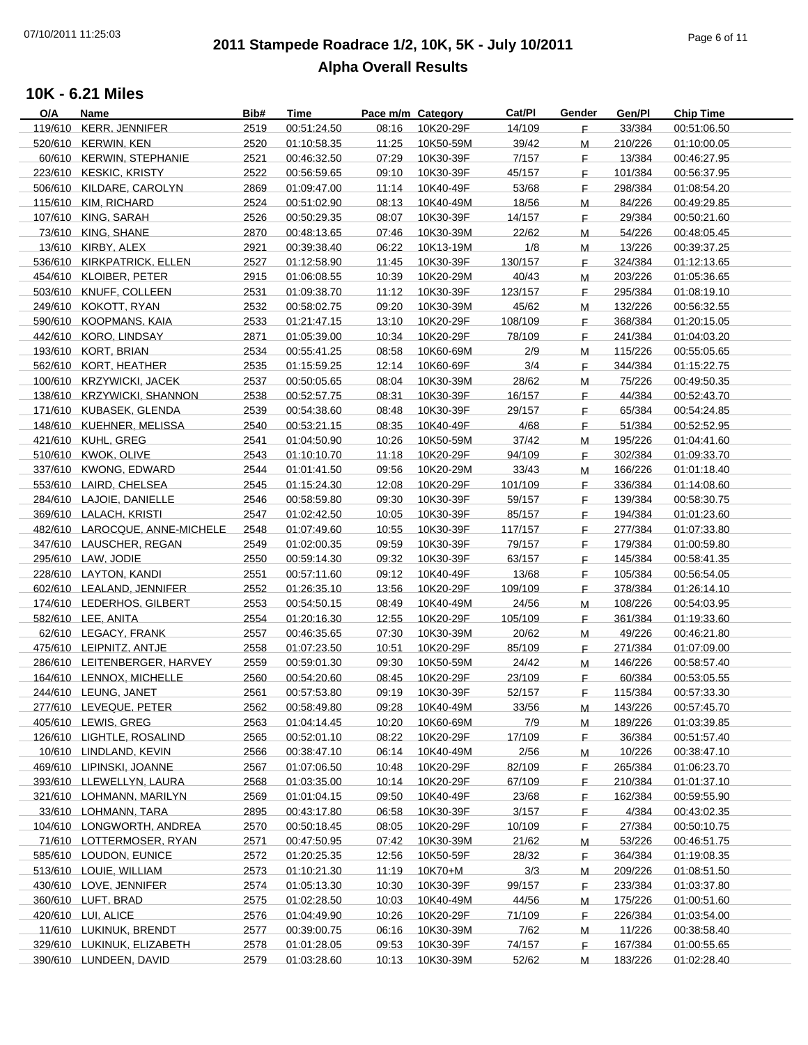# 2011 Stampede Roadrace 1/2, 10K, 5K - July 10/2011

## Alpha Overall Results

### 10K - 6.21 Miles

| O/A | Name | Bib# | Time | Pace m/m | Category | Cat/Pl | Gender | Gen/Pl | Chip Time |
|---|---|---|---|---|---|---|---|---|---|
| 119/610 | KERR, JENNIFER | 2519 | 00:51:24.50 | 08:16 | 10K20-29F | 14/109 | F | 33/384 | 00:51:06.50 |
| 520/610 | KERWIN, KEN | 2520 | 01:10:58.35 | 11:25 | 10K50-59M | 39/42 | M | 210/226 | 01:10:00.05 |
| 60/610 | KERWIN, STEPHANIE | 2521 | 00:46:32.50 | 07:29 | 10K30-39F | 7/157 | F | 13/384 | 00:46:27.95 |
| 223/610 | KESKIC, KRISTY | 2522 | 00:56:59.65 | 09:10 | 10K30-39F | 45/157 | F | 101/384 | 00:56:37.95 |
| 506/610 | KILDARE, CAROLYN | 2869 | 01:09:47.00 | 11:14 | 10K40-49F | 53/68 | F | 298/384 | 01:08:54.20 |
| 115/610 | KIM, RICHARD | 2524 | 00:51:02.90 | 08:13 | 10K40-49M | 18/56 | M | 84/226 | 00:49:29.85 |
| 107/610 | KING, SARAH | 2526 | 00:50:29.35 | 08:07 | 10K30-39F | 14/157 | F | 29/384 | 00:50:21.60 |
| 73/610 | KING, SHANE | 2870 | 00:48:13.65 | 07:46 | 10K30-39M | 22/62 | M | 54/226 | 00:48:05.45 |
| 13/610 | KIRBY, ALEX | 2921 | 00:39:38.40 | 06:22 | 10K13-19M | 1/8 | M | 13/226 | 00:39:37.25 |
| 536/610 | KIRKPATRICK, ELLEN | 2527 | 01:12:58.90 | 11:45 | 10K30-39F | 130/157 | F | 324/384 | 01:12:13.65 |
| 454/610 | KLOIBER, PETER | 2915 | 01:06:08.55 | 10:39 | 10K20-29M | 40/43 | M | 203/226 | 01:05:36.65 |
| 503/610 | KNUFF, COLLEEN | 2531 | 01:09:38.70 | 11:12 | 10K30-39F | 123/157 | F | 295/384 | 01:08:19.10 |
| 249/610 | KOKOTT, RYAN | 2532 | 00:58:02.75 | 09:20 | 10K30-39M | 45/62 | M | 132/226 | 00:56:32.55 |
| 590/610 | KOOPMANS, KAIA | 2533 | 01:21:47.15 | 13:10 | 10K20-29F | 108/109 | F | 368/384 | 01:20:15.05 |
| 442/610 | KORO, LINDSAY | 2871 | 01:05:39.00 | 10:34 | 10K20-29F | 78/109 | F | 241/384 | 01:04:03.20 |
| 193/610 | KORT, BRIAN | 2534 | 00:55:41.25 | 08:58 | 10K60-69M | 2/9 | M | 115/226 | 00:55:05.65 |
| 562/610 | KORT, HEATHER | 2535 | 01:15:59.25 | 12:14 | 10K60-69F | 3/4 | F | 344/384 | 01:15:22.75 |
| 100/610 | KRZYWICKI, JACEK | 2537 | 00:50:05.65 | 08:04 | 10K30-39M | 28/62 | M | 75/226 | 00:49:50.35 |
| 138/610 | KRZYWICKI, SHANNON | 2538 | 00:52:57.75 | 08:31 | 10K30-39F | 16/157 | F | 44/384 | 00:52:43.70 |
| 171/610 | KUBASEK, GLENDA | 2539 | 00:54:38.60 | 08:48 | 10K30-39F | 29/157 | F | 65/384 | 00:54:24.85 |
| 148/610 | KUEHNER, MELISSA | 2540 | 00:53:21.15 | 08:35 | 10K40-49F | 4/68 | F | 51/384 | 00:52:52.95 |
| 421/610 | KUHL, GREG | 2541 | 01:04:50.90 | 10:26 | 10K50-59M | 37/42 | M | 195/226 | 01:04:41.60 |
| 510/610 | KWOK, OLIVE | 2543 | 01:10:10.70 | 11:18 | 10K20-29F | 94/109 | F | 302/384 | 01:09:33.70 |
| 337/610 | KWONG, EDWARD | 2544 | 01:01:41.50 | 09:56 | 10K20-29M | 33/43 | M | 166/226 | 01:01:18.40 |
| 553/610 | LAIRD, CHELSEA | 2545 | 01:15:24.30 | 12:08 | 10K20-29F | 101/109 | F | 336/384 | 01:14:08.60 |
| 284/610 | LAJOIE, DANIELLE | 2546 | 00:58:59.80 | 09:30 | 10K30-39F | 59/157 | F | 139/384 | 00:58:30.75 |
| 369/610 | LALACH, KRISTI | 2547 | 01:02:42.50 | 10:05 | 10K30-39F | 85/157 | F | 194/384 | 01:01:23.60 |
| 482/610 | LAROCQUE, ANNE-MICHELE | 2548 | 01:07:49.60 | 10:55 | 10K30-39F | 117/157 | F | 277/384 | 01:07:33.80 |
| 347/610 | LAUSCHER, REGAN | 2549 | 01:02:00.35 | 09:59 | 10K30-39F | 79/157 | F | 179/384 | 01:00:59.80 |
| 295/610 | LAW, JODIE | 2550 | 00:59:14.30 | 09:32 | 10K30-39F | 63/157 | F | 145/384 | 00:58:41.35 |
| 228/610 | LAYTON, KANDI | 2551 | 00:57:11.60 | 09:12 | 10K40-49F | 13/68 | F | 105/384 | 00:56:54.05 |
| 602/610 | LEALAND, JENNIFER | 2552 | 01:26:35.10 | 13:56 | 10K20-29F | 109/109 | F | 378/384 | 01:26:14.10 |
| 174/610 | LEDERHOS, GILBERT | 2553 | 00:54:50.15 | 08:49 | 10K40-49M | 24/56 | M | 108/226 | 00:54:03.95 |
| 582/610 | LEE, ANITA | 2554 | 01:20:16.30 | 12:55 | 10K20-29F | 105/109 | F | 361/384 | 01:19:33.60 |
| 62/610 | LEGACY, FRANK | 2557 | 00:46:35.65 | 07:30 | 10K30-39M | 20/62 | M | 49/226 | 00:46:21.80 |
| 475/610 | LEIPNITZ, ANTJE | 2558 | 01:07:23.50 | 10:51 | 10K20-29F | 85/109 | F | 271/384 | 01:07:09.00 |
| 286/610 | LEITENBERGER, HARVEY | 2559 | 00:59:01.30 | 09:30 | 10K50-59M | 24/42 | M | 146/226 | 00:58:57.40 |
| 164/610 | LENNOX, MICHELLE | 2560 | 00:54:20.60 | 08:45 | 10K20-29F | 23/109 | F | 60/384 | 00:53:05.55 |
| 244/610 | LEUNG, JANET | 2561 | 00:57:53.80 | 09:19 | 10K30-39F | 52/157 | F | 115/384 | 00:57:33.30 |
| 277/610 | LEVEQUE, PETER | 2562 | 00:58:49.80 | 09:28 | 10K40-49M | 33/56 | M | 143/226 | 00:57:45.70 |
| 405/610 | LEWIS, GREG | 2563 | 01:04:14.45 | 10:20 | 10K60-69M | 7/9 | M | 189/226 | 01:03:39.85 |
| 126/610 | LIGHTLE, ROSALIND | 2565 | 00:52:01.10 | 08:22 | 10K20-29F | 17/109 | F | 36/384 | 00:51:57.40 |
| 10/610 | LINDLAND, KEVIN | 2566 | 00:38:47.10 | 06:14 | 10K40-49M | 2/56 | M | 10/226 | 00:38:47.10 |
| 469/610 | LIPINSKI, JOANNE | 2567 | 01:07:06.50 | 10:48 | 10K20-29F | 82/109 | F | 265/384 | 01:06:23.70 |
| 393/610 | LLEWELLYN, LAURA | 2568 | 01:03:35.00 | 10:14 | 10K20-29F | 67/109 | F | 210/384 | 01:01:37.10 |
| 321/610 | LOHMANN, MARILYN | 2569 | 01:01:04.15 | 09:50 | 10K40-49F | 23/68 | F | 162/384 | 00:59:55.90 |
| 33/610 | LOHMANN, TARA | 2895 | 00:43:17.80 | 06:58 | 10K30-39F | 3/157 | F | 4/384 | 00:43:02.35 |
| 104/610 | LONGWORTH, ANDREA | 2570 | 00:50:18.45 | 08:05 | 10K20-29F | 10/109 | F | 27/384 | 00:50:10.75 |
| 71/610 | LOTTERMOSER, RYAN | 2571 | 00:47:50.95 | 07:42 | 10K30-39M | 21/62 | M | 53/226 | 00:46:51.75 |
| 585/610 | LOUDON, EUNICE | 2572 | 01:20:25.35 | 12:56 | 10K50-59F | 28/32 | F | 364/384 | 01:19:08.35 |
| 513/610 | LOUIE, WILLIAM | 2573 | 01:10:21.30 | 11:19 | 10K70+M | 3/3 | M | 209/226 | 01:08:51.50 |
| 430/610 | LOVE, JENNIFER | 2574 | 01:05:13.30 | 10:30 | 10K30-39F | 99/157 | F | 233/384 | 01:03:37.80 |
| 360/610 | LUFT, BRAD | 2575 | 01:02:28.50 | 10:03 | 10K40-49M | 44/56 | M | 175/226 | 01:00:51.60 |
| 420/610 | LUI, ALICE | 2576 | 01:04:49.90 | 10:26 | 10K20-29F | 71/109 | F | 226/384 | 01:03:54.00 |
| 11/610 | LUKINUK, BRENDT | 2577 | 00:39:00.75 | 06:16 | 10K30-39M | 7/62 | M | 11/226 | 00:38:58.40 |
| 329/610 | LUKINUK, ELIZABETH | 2578 | 01:01:28.05 | 09:53 | 10K30-39F | 74/157 | F | 167/384 | 01:00:55.65 |
| 390/610 | LUNDEEN, DAVID | 2579 | 01:03:28.60 | 10:13 | 10K30-39M | 52/62 | M | 183/226 | 01:02:28.40 |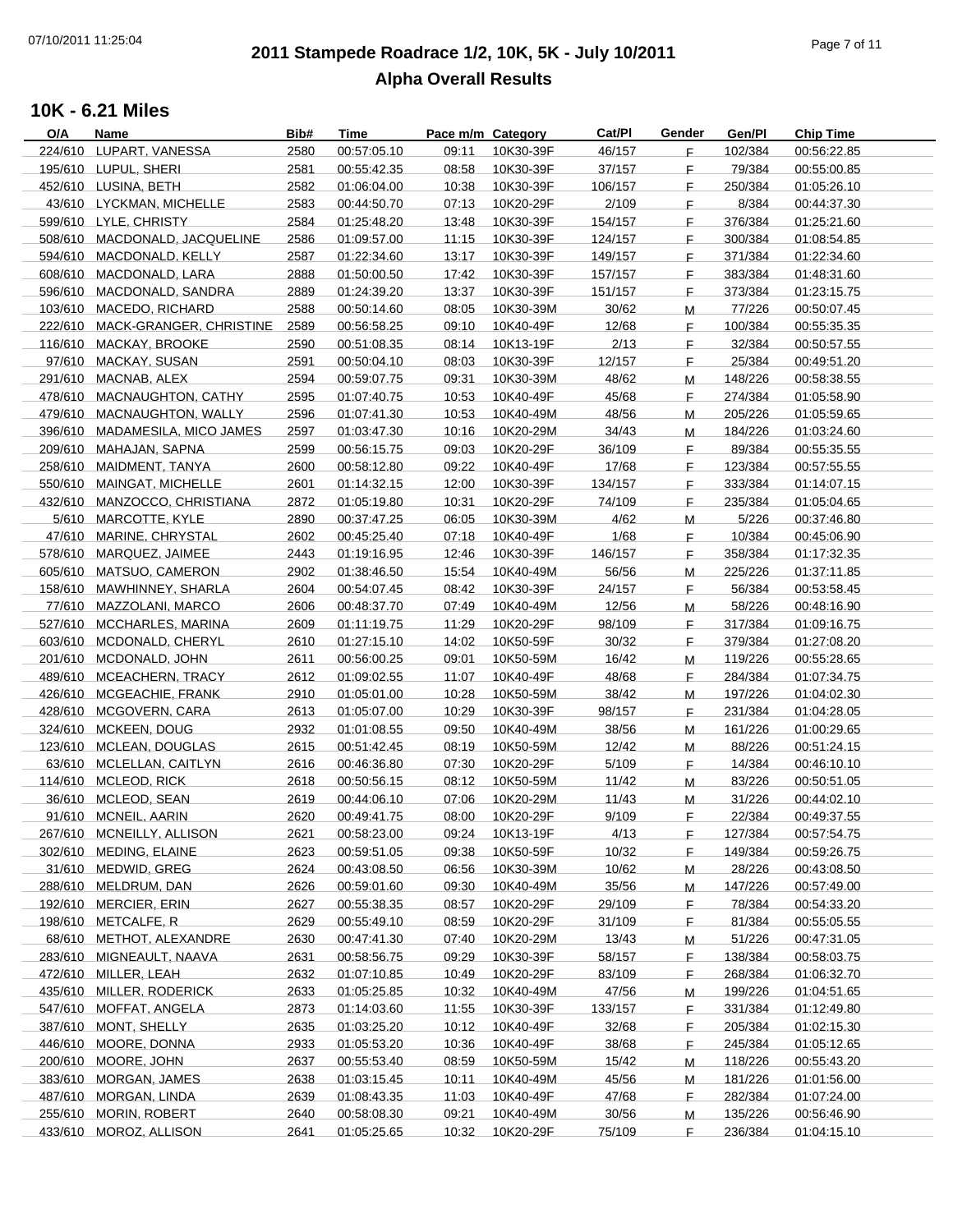# 2011 Stampede Roadrace 1/2, 10K, 5K - July 10/2011

## Alpha Overall Results

### 10K - 6.21 Miles

| O/A | Name | Bib# | Time | Pace m/m | Category | Cat/Pl | Gender | Gen/Pl | Chip Time |
|---|---|---|---|---|---|---|---|---|---|
| 224/610 | LUPART, VANESSA | 2580 | 00:57:05.10 | 09:11 | 10K30-39F | 46/157 | F | 102/384 | 00:56:22.85 |
| 195/610 | LUPUL, SHERI | 2581 | 00:55:42.35 | 08:58 | 10K30-39F | 37/157 | F | 79/384 | 00:55:00.85 |
| 452/610 | LUSINA, BETH | 2582 | 01:06:04.00 | 10:38 | 10K30-39F | 106/157 | F | 250/384 | 01:05:26.10 |
| 43/610 | LYCKMAN, MICHELLE | 2583 | 00:44:50.70 | 07:13 | 10K20-29F | 2/109 | F | 8/384 | 00:44:37.30 |
| 599/610 | LYLE, CHRISTY | 2584 | 01:25:48.20 | 13:48 | 10K30-39F | 154/157 | F | 376/384 | 01:25:21.60 |
| 508/610 | MACDONALD, JACQUELINE | 2586 | 01:09:57.00 | 11:15 | 10K30-39F | 124/157 | F | 300/384 | 01:08:54.85 |
| 594/610 | MACDONALD, KELLY | 2587 | 01:22:34.60 | 13:17 | 10K30-39F | 149/157 | F | 371/384 | 01:22:34.60 |
| 608/610 | MACDONALD, LARA | 2888 | 01:50:00.50 | 17:42 | 10K30-39F | 157/157 | F | 383/384 | 01:48:31.60 |
| 596/610 | MACDONALD, SANDRA | 2889 | 01:24:39.20 | 13:37 | 10K30-39F | 151/157 | F | 373/384 | 01:23:15.75 |
| 103/610 | MACEDO, RICHARD | 2588 | 00:50:14.60 | 08:05 | 10K30-39M | 30/62 | M | 77/226 | 00:50:07.45 |
| 222/610 | MACK-GRANGER, CHRISTINE | 2589 | 00:56:58.25 | 09:10 | 10K40-49F | 12/68 | F | 100/384 | 00:55:35.35 |
| 116/610 | MACKAY, BROOKE | 2590 | 00:51:08.35 | 08:14 | 10K13-19F | 2/13 | F | 32/384 | 00:50:57.55 |
| 97/610 | MACKAY, SUSAN | 2591 | 00:50:04.10 | 08:03 | 10K30-39F | 12/157 | F | 25/384 | 00:49:51.20 |
| 291/610 | MACNAB, ALEX | 2594 | 00:59:07.75 | 09:31 | 10K30-39M | 48/62 | M | 148/226 | 00:58:38.55 |
| 478/610 | MACNAUGHTON, CATHY | 2595 | 01:07:40.75 | 10:53 | 10K40-49F | 45/68 | F | 274/384 | 01:05:58.90 |
| 479/610 | MACNAUGHTON, WALLY | 2596 | 01:07:41.30 | 10:53 | 10K40-49M | 48/56 | M | 205/226 | 01:05:59.65 |
| 396/610 | MADAMESILA, MICO JAMES | 2597 | 01:03:47.30 | 10:16 | 10K20-29M | 34/43 | M | 184/226 | 01:03:24.60 |
| 209/610 | MAHAJAN, SAPNA | 2599 | 00:56:15.75 | 09:03 | 10K20-29F | 36/109 | F | 89/384 | 00:55:35.55 |
| 258/610 | MAIDMENT, TANYA | 2600 | 00:58:12.80 | 09:22 | 10K40-49F | 17/68 | F | 123/384 | 00:57:55.55 |
| 550/610 | MAINGAT, MICHELLE | 2601 | 01:14:32.15 | 12:00 | 10K30-39F | 134/157 | F | 333/384 | 01:14:07.15 |
| 432/610 | MANZOCCO, CHRISTIANA | 2872 | 01:05:19.80 | 10:31 | 10K20-29F | 74/109 | F | 235/384 | 01:05:04.65 |
| 5/610 | MARCOTTE, KYLE | 2890 | 00:37:47.25 | 06:05 | 10K30-39M | 4/62 | M | 5/226 | 00:37:46.80 |
| 47/610 | MARINE, CHRYSTAL | 2602 | 00:45:25.40 | 07:18 | 10K40-49F | 1/68 | F | 10/384 | 00:45:06.90 |
| 578/610 | MARQUEZ, JAIMEE | 2443 | 01:19:16.95 | 12:46 | 10K30-39F | 146/157 | F | 358/384 | 01:17:32.35 |
| 605/610 | MATSUO, CAMERON | 2902 | 01:38:46.50 | 15:54 | 10K40-49M | 56/56 | M | 225/226 | 01:37:11.85 |
| 158/610 | MAWHINNEY, SHARLA | 2604 | 00:54:07.45 | 08:42 | 10K30-39F | 24/157 | F | 56/384 | 00:53:58.45 |
| 77/610 | MAZZOLANI, MARCO | 2606 | 00:48:37.70 | 07:49 | 10K40-49M | 12/56 | M | 58/226 | 00:48:16.90 |
| 527/610 | MCCHARLES, MARINA | 2609 | 01:11:19.75 | 11:29 | 10K20-29F | 98/109 | F | 317/384 | 01:09:16.75 |
| 603/610 | MCDONALD, CHERYL | 2610 | 01:27:15.10 | 14:02 | 10K50-59F | 30/32 | F | 379/384 | 01:27:08.20 |
| 201/610 | MCDONALD, JOHN | 2611 | 00:56:00.25 | 09:01 | 10K50-59M | 16/42 | M | 119/226 | 00:55:28.65 |
| 489/610 | MCEACHERN, TRACY | 2612 | 01:09:02.55 | 11:07 | 10K40-49F | 48/68 | F | 284/384 | 01:07:34.75 |
| 426/610 | MCGEACHIE, FRANK | 2910 | 01:05:01.00 | 10:28 | 10K50-59M | 38/42 | M | 197/226 | 01:04:02.30 |
| 428/610 | MCGOVERN, CARA | 2613 | 01:05:07.00 | 10:29 | 10K30-39F | 98/157 | F | 231/384 | 01:04:28.05 |
| 324/610 | MCKEEN, DOUG | 2932 | 01:01:08.55 | 09:50 | 10K40-49M | 38/56 | M | 161/226 | 01:00:29.65 |
| 123/610 | MCLEAN, DOUGLAS | 2615 | 00:51:42.45 | 08:19 | 10K50-59M | 12/42 | M | 88/226 | 00:51:24.15 |
| 63/610 | MCLELLAN, CAITLYN | 2616 | 00:46:36.80 | 07:30 | 10K20-29F | 5/109 | F | 14/384 | 00:46:10.10 |
| 114/610 | MCLEOD, RICK | 2618 | 00:50:56.15 | 08:12 | 10K50-59M | 11/42 | M | 83/226 | 00:50:51.05 |
| 36/610 | MCLEOD, SEAN | 2619 | 00:44:06.10 | 07:06 | 10K20-29M | 11/43 | M | 31/226 | 00:44:02.10 |
| 91/610 | MCNEIL, AARIN | 2620 | 00:49:41.75 | 08:00 | 10K20-29F | 9/109 | F | 22/384 | 00:49:37.55 |
| 267/610 | MCNEILLY, ALLISON | 2621 | 00:58:23.00 | 09:24 | 10K13-19F | 4/13 | F | 127/384 | 00:57:54.75 |
| 302/610 | MEDING, ELAINE | 2623 | 00:59:51.05 | 09:38 | 10K50-59F | 10/32 | F | 149/384 | 00:59:26.75 |
| 31/610 | MEDWID, GREG | 2624 | 00:43:08.50 | 06:56 | 10K30-39M | 10/62 | M | 28/226 | 00:43:08.50 |
| 288/610 | MELDRUM, DAN | 2626 | 00:59:01.60 | 09:30 | 10K40-49M | 35/56 | M | 147/226 | 00:57:49.00 |
| 192/610 | MERCIER, ERIN | 2627 | 00:55:38.35 | 08:57 | 10K20-29F | 29/109 | F | 78/384 | 00:54:33.20 |
| 198/610 | METCALFE, R | 2629 | 00:55:49.10 | 08:59 | 10K20-29F | 31/109 | F | 81/384 | 00:55:05.55 |
| 68/610 | METHOT, ALEXANDRE | 2630 | 00:47:41.30 | 07:40 | 10K20-29M | 13/43 | M | 51/226 | 00:47:31.05 |
| 283/610 | MIGNEAULT, NAAVA | 2631 | 00:58:56.75 | 09:29 | 10K30-39F | 58/157 | F | 138/384 | 00:58:03.75 |
| 472/610 | MILLER, LEAH | 2632 | 01:07:10.85 | 10:49 | 10K20-29F | 83/109 | F | 268/384 | 01:06:32.70 |
| 435/610 | MILLER, RODERICK | 2633 | 01:05:25.85 | 10:32 | 10K40-49M | 47/56 | M | 199/226 | 01:04:51.65 |
| 547/610 | MOFFAT, ANGELA | 2873 | 01:14:03.60 | 11:55 | 10K30-39F | 133/157 | F | 331/384 | 01:12:49.80 |
| 387/610 | MONT, SHELLY | 2635 | 01:03:25.20 | 10:12 | 10K40-49F | 32/68 | F | 205/384 | 01:02:15.30 |
| 446/610 | MOORE, DONNA | 2933 | 01:05:53.20 | 10:36 | 10K40-49F | 38/68 | F | 245/384 | 01:05:12.65 |
| 200/610 | MOORE, JOHN | 2637 | 00:55:53.40 | 08:59 | 10K50-59M | 15/42 | M | 118/226 | 00:55:43.20 |
| 383/610 | MORGAN, JAMES | 2638 | 01:03:15.45 | 10:11 | 10K40-49M | 45/56 | M | 181/226 | 01:01:56.00 |
| 487/610 | MORGAN, LINDA | 2639 | 01:08:43.35 | 11:03 | 10K40-49F | 47/68 | F | 282/384 | 01:07:24.00 |
| 255/610 | MORIN, ROBERT | 2640 | 00:58:08.30 | 09:21 | 10K40-49M | 30/56 | M | 135/226 | 00:56:46.90 |
| 433/610 | MOROZ, ALLISON | 2641 | 01:05:25.65 | 10:32 | 10K20-29F | 75/109 | F | 236/384 | 01:04:15.10 |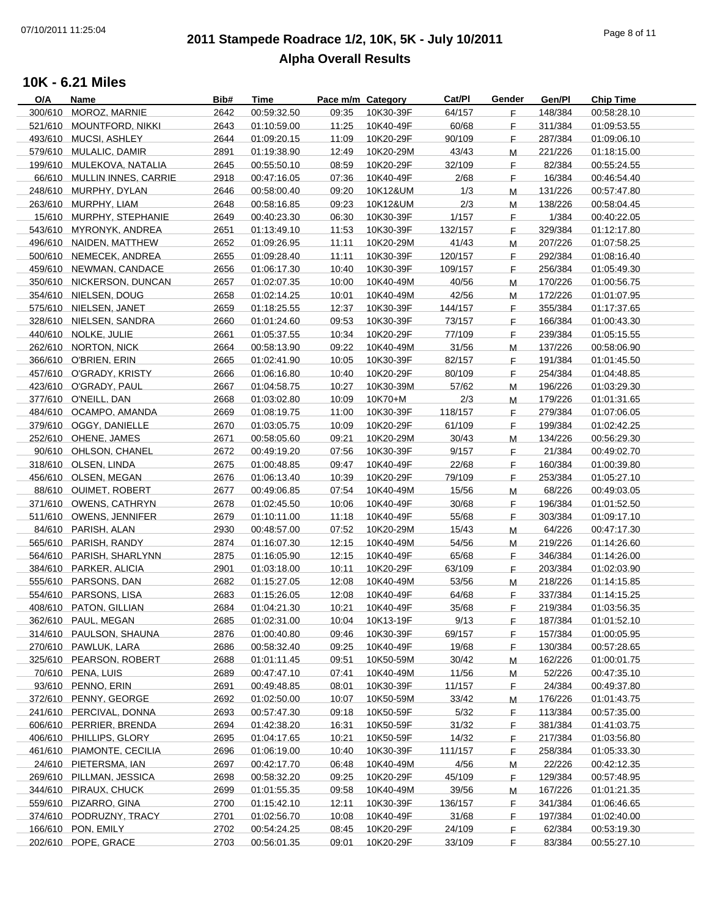# 2011 Stampede Roadrace 1/2, 10K, 5K - July 10/2011

## Alpha Overall Results

### 10K - 6.21 Miles

| O/A | Name | Bib# | Time | Pace m/m | Category | Cat/Pl | Gender | Gen/Pl | Chip Time |
|---|---|---|---|---|---|---|---|---|---|
| 300/610 | MOROZ, MARNIE | 2642 | 00:59:32.50 | 09:35 | 10K30-39F | 64/157 | F | 148/384 | 00:58:28.10 |
| 521/610 | MOUNTFORD, NIKKI | 2643 | 01:10:59.00 | 11:25 | 10K40-49F | 60/68 | F | 311/384 | 01:09:53.55 |
| 493/610 | MUCSI, ASHLEY | 2644 | 01:09:20.15 | 11:09 | 10K20-29F | 90/109 | F | 287/384 | 01:09:06.10 |
| 579/610 | MULALIC, DAMIR | 2891 | 01:19:38.90 | 12:49 | 10K20-29M | 43/43 | M | 221/226 | 01:18:15.00 |
| 199/610 | MULEKOVA, NATALIA | 2645 | 00:55:50.10 | 08:59 | 10K20-29F | 32/109 | F | 82/384 | 00:55:24.55 |
| 66/610 | MULLIN INNES, CARRIE | 2918 | 00:47:16.05 | 07:36 | 10K40-49F | 2/68 | F | 16/384 | 00:46:54.40 |
| 248/610 | MURPHY, DYLAN | 2646 | 00:58:00.40 | 09:20 | 10K12&UM | 1/3 | M | 131/226 | 00:57:47.80 |
| 263/610 | MURPHY, LIAM | 2648 | 00:58:16.85 | 09:23 | 10K12&UM | 2/3 | M | 138/226 | 00:58:04.45 |
| 15/610 | MURPHY, STEPHANIE | 2649 | 00:40:23.30 | 06:30 | 10K30-39F | 1/157 | F | 1/384 | 00:40:22.05 |
| 543/610 | MYRONYK, ANDREA | 2651 | 01:13:49.10 | 11:53 | 10K30-39F | 132/157 | F | 329/384 | 01:12:17.80 |
| 496/610 | NAIDEN, MATTHEW | 2652 | 01:09:26.95 | 11:11 | 10K20-29M | 41/43 | M | 207/226 | 01:07:58.25 |
| 500/610 | NEMECEK, ANDREA | 2655 | 01:09:28.40 | 11:11 | 10K30-39F | 120/157 | F | 292/384 | 01:08:16.40 |
| 459/610 | NEWMAN, CANDACE | 2656 | 01:06:17.30 | 10:40 | 10K30-39F | 109/157 | F | 256/384 | 01:05:49.30 |
| 350/610 | NICKERSON, DUNCAN | 2657 | 01:02:07.35 | 10:00 | 10K40-49M | 40/56 | M | 170/226 | 01:00:56.75 |
| 354/610 | NIELSEN, DOUG | 2658 | 01:02:14.25 | 10:01 | 10K40-49M | 42/56 | M | 172/226 | 01:01:07.95 |
| 575/610 | NIELSEN, JANET | 2659 | 01:18:25.55 | 12:37 | 10K30-39F | 144/157 | F | 355/384 | 01:17:37.65 |
| 328/610 | NIELSEN, SANDRA | 2660 | 01:01:24.60 | 09:53 | 10K30-39F | 73/157 | F | 166/384 | 01:00:43.30 |
| 440/610 | NOLKE, JULIE | 2661 | 01:05:37.55 | 10:34 | 10K20-29F | 77/109 | F | 239/384 | 01:05:15.55 |
| 262/610 | NORTON, NICK | 2664 | 00:58:13.90 | 09:22 | 10K40-49M | 31/56 | M | 137/226 | 00:58:06.90 |
| 366/610 | O'BRIEN, ERIN | 2665 | 01:02:41.90 | 10:05 | 10K30-39F | 82/157 | F | 191/384 | 01:01:45.50 |
| 457/610 | O'GRADY, KRISTY | 2666 | 01:06:16.80 | 10:40 | 10K20-29F | 80/109 | F | 254/384 | 01:04:48.85 |
| 423/610 | O'GRADY, PAUL | 2667 | 01:04:58.75 | 10:27 | 10K30-39M | 57/62 | M | 196/226 | 01:03:29.30 |
| 377/610 | O'NEILL, DAN | 2668 | 01:03:02.80 | 10:09 | 10K70+M | 2/3 | M | 179/226 | 01:01:31.65 |
| 484/610 | OCAMPO, AMANDA | 2669 | 01:08:19.75 | 11:00 | 10K30-39F | 118/157 | F | 279/384 | 01:07:06.05 |
| 379/610 | OGGY, DANIELLE | 2670 | 01:03:05.75 | 10:09 | 10K20-29F | 61/109 | F | 199/384 | 01:02:42.25 |
| 252/610 | OHENE, JAMES | 2671 | 00:58:05.60 | 09:21 | 10K20-29M | 30/43 | M | 134/226 | 00:56:29.30 |
| 90/610 | OHLSON, CHANEL | 2672 | 00:49:19.20 | 07:56 | 10K30-39F | 9/157 | F | 21/384 | 00:49:02.70 |
| 318/610 | OLSEN, LINDA | 2675 | 01:00:48.85 | 09:47 | 10K40-49F | 22/68 | F | 160/384 | 01:00:39.80 |
| 456/610 | OLSEN, MEGAN | 2676 | 01:06:13.40 | 10:39 | 10K20-29F | 79/109 | F | 253/384 | 01:05:27.10 |
| 88/610 | OUIMET, ROBERT | 2677 | 00:49:06.85 | 07:54 | 10K40-49M | 15/56 | M | 68/226 | 00:49:03.05 |
| 371/610 | OWENS, CATHRYN | 2678 | 01:02:45.50 | 10:06 | 10K40-49F | 30/68 | F | 196/384 | 01:01:52.50 |
| 511/610 | OWENS, JENNIFER | 2679 | 01:10:11.00 | 11:18 | 10K40-49F | 55/68 | F | 303/384 | 01:09:17.10 |
| 84/610 | PARISH, ALAN | 2930 | 00:48:57.00 | 07:52 | 10K20-29M | 15/43 | M | 64/226 | 00:47:17.30 |
| 565/610 | PARISH, RANDY | 2874 | 01:16:07.30 | 12:15 | 10K40-49M | 54/56 | M | 219/226 | 01:14:26.60 |
| 564/610 | PARISH, SHARLYNN | 2875 | 01:16:05.90 | 12:15 | 10K40-49F | 65/68 | F | 346/384 | 01:14:26.00 |
| 384/610 | PARKER, ALICIA | 2901 | 01:03:18.00 | 10:11 | 10K20-29F | 63/109 | F | 203/384 | 01:02:03.90 |
| 555/610 | PARSONS, DAN | 2682 | 01:15:27.05 | 12:08 | 10K40-49M | 53/56 | M | 218/226 | 01:14:15.85 |
| 554/610 | PARSONS, LISA | 2683 | 01:15:26.05 | 12:08 | 10K40-49F | 64/68 | F | 337/384 | 01:14:15.25 |
| 408/610 | PATON, GILLIAN | 2684 | 01:04:21.30 | 10:21 | 10K40-49F | 35/68 | F | 219/384 | 01:03:56.35 |
| 362/610 | PAUL, MEGAN | 2685 | 01:02:31.00 | 10:04 | 10K13-19F | 9/13 | F | 187/384 | 01:01:52.10 |
| 314/610 | PAULSON, SHAUNA | 2876 | 01:00:40.80 | 09:46 | 10K30-39F | 69/157 | F | 157/384 | 01:00:05.95 |
| 270/610 | PAWLUK, LARA | 2686 | 00:58:32.40 | 09:25 | 10K40-49F | 19/68 | F | 130/384 | 00:57:28.65 |
| 325/610 | PEARSON, ROBERT | 2688 | 01:01:11.45 | 09:51 | 10K50-59M | 30/42 | M | 162/226 | 01:00:01.75 |
| 70/610 | PENA, LUIS | 2689 | 00:47:47.10 | 07:41 | 10K40-49M | 11/56 | M | 52/226 | 00:47:35.10 |
| 93/610 | PENNO, ERIN | 2691 | 00:49:48.85 | 08:01 | 10K30-39F | 11/157 | F | 24/384 | 00:49:37.80 |
| 372/610 | PENNY, GEORGE | 2692 | 01:02:50.00 | 10:07 | 10K50-59M | 33/42 | M | 176/226 | 01:01:43.75 |
| 241/610 | PERCIVAL, DONNA | 2693 | 00:57:47.30 | 09:18 | 10K50-59F | 5/32 | F | 113/384 | 00:57:35.00 |
| 606/610 | PERRIER, BRENDA | 2694 | 01:42:38.20 | 16:31 | 10K50-59F | 31/32 | F | 381/384 | 01:41:03.75 |
| 406/610 | PHILLIPS, GLORY | 2695 | 01:04:17.65 | 10:21 | 10K50-59F | 14/32 | F | 217/384 | 01:03:56.80 |
| 461/610 | PIAMONTE, CECILIA | 2696 | 01:06:19.00 | 10:40 | 10K30-39F | 111/157 | F | 258/384 | 01:05:33.30 |
| 24/610 | PIETERSMA, IAN | 2697 | 00:42:17.70 | 06:48 | 10K40-49M | 4/56 | M | 22/226 | 00:42:12.35 |
| 269/610 | PILLMAN, JESSICA | 2698 | 00:58:32.20 | 09:25 | 10K20-29F | 45/109 | F | 129/384 | 00:57:48.95 |
| 344/610 | PIRAUX, CHUCK | 2699 | 01:01:55.35 | 09:58 | 10K40-49M | 39/56 | M | 167/226 | 01:01:21.35 |
| 559/610 | PIZARRO, GINA | 2700 | 01:15:42.10 | 12:11 | 10K30-39F | 136/157 | F | 341/384 | 01:06:46.65 |
| 374/610 | PODRUZNY, TRACY | 2701 | 01:02:56.70 | 10:08 | 10K40-49F | 31/68 | F | 197/384 | 01:02:40.00 |
| 166/610 | PON, EMILY | 2702 | 00:54:24.25 | 08:45 | 10K20-29F | 24/109 | F | 62/384 | 00:53:19.30 |
| 202/610 | POPE, GRACE | 2703 | 00:56:01.35 | 09:01 | 10K20-29F | 33/109 | F | 83/384 | 00:55:27.10 |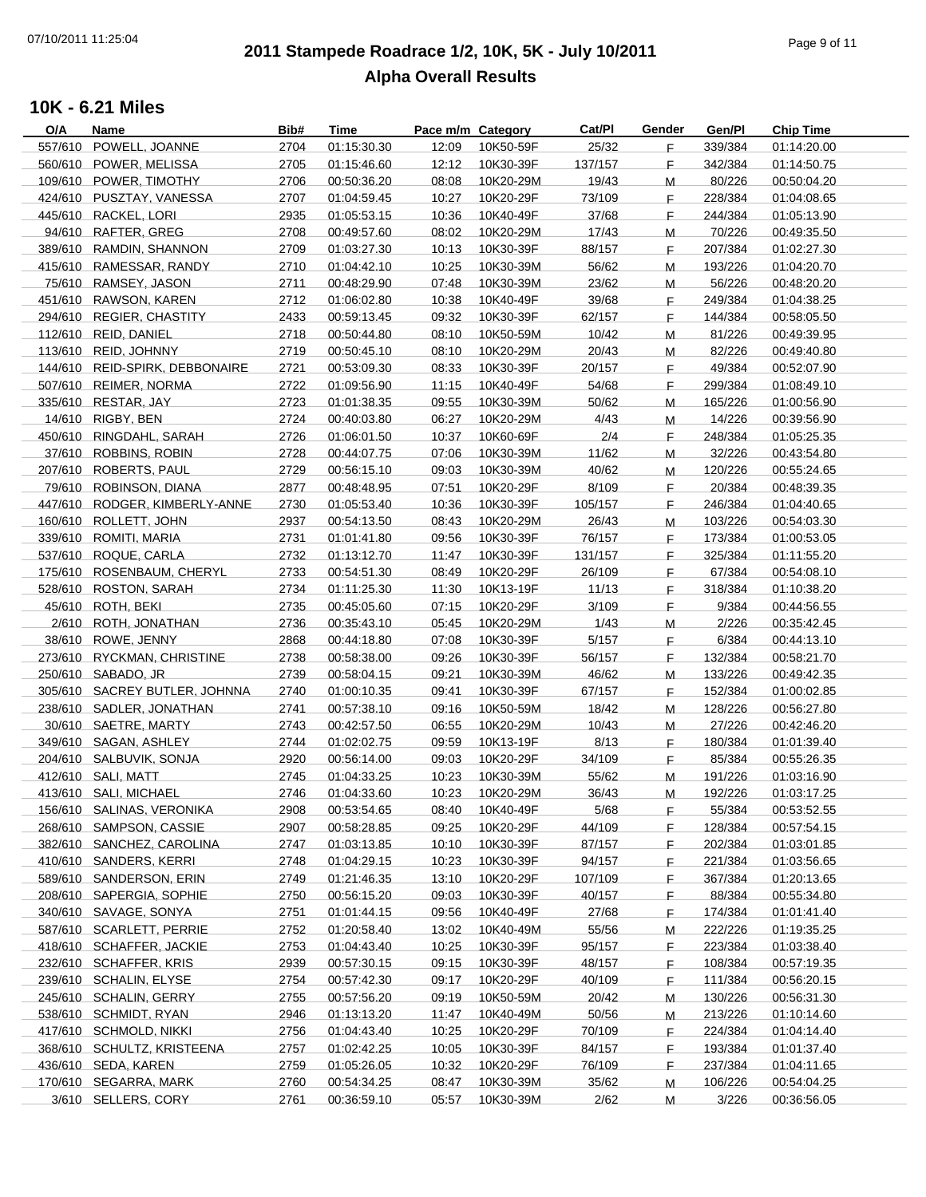# 2011 Stampede Roadrace 1/2, 10K, 5K - July 10/2011

## Alpha Overall Results

### 10K - 6.21 Miles

| O/A | Name | Bib# | Time | Pace m/m | Category | Cat/Pl | Gender | Gen/Pl | Chip Time |
|---|---|---|---|---|---|---|---|---|---|
| 557/610 | POWELL, JOANNE | 2704 | 01:15:30.30 | 12:09 | 10K50-59F | 25/32 | F | 339/384 | 01:14:20.00 |
| 560/610 | POWER, MELISSA | 2705 | 01:15:46.60 | 12:12 | 10K30-39F | 137/157 | F | 342/384 | 01:14:50.75 |
| 109/610 | POWER, TIMOTHY | 2706 | 00:50:36.20 | 08:08 | 10K20-29M | 19/43 | M | 80/226 | 00:50:04.20 |
| 424/610 | PUSZTAY, VANESSA | 2707 | 01:04:59.45 | 10:27 | 10K20-29F | 73/109 | F | 228/384 | 01:04:08.65 |
| 445/610 | RACKEL, LORI | 2935 | 01:05:53.15 | 10:36 | 10K40-49F | 37/68 | F | 244/384 | 01:05:13.90 |
| 94/610 | RAFTER, GREG | 2708 | 00:49:57.60 | 08:02 | 10K20-29M | 17/43 | M | 70/226 | 00:49:35.50 |
| 389/610 | RAMDIN, SHANNON | 2709 | 01:03:27.30 | 10:13 | 10K30-39F | 88/157 | F | 207/384 | 01:02:27.30 |
| 415/610 | RAMESSAR, RANDY | 2710 | 01:04:42.10 | 10:25 | 10K30-39M | 56/62 | M | 193/226 | 01:04:20.70 |
| 75/610 | RAMSEY, JASON | 2711 | 00:48:29.90 | 07:48 | 10K30-39M | 23/62 | M | 56/226 | 00:48:20.20 |
| 451/610 | RAWSON, KAREN | 2712 | 01:06:02.80 | 10:38 | 10K40-49F | 39/68 | F | 249/384 | 01:04:38.25 |
| 294/610 | REGIER, CHASTITY | 2433 | 00:59:13.45 | 09:32 | 10K30-39F | 62/157 | F | 144/384 | 00:58:05.50 |
| 112/610 | REID, DANIEL | 2718 | 00:50:44.80 | 08:10 | 10K50-59M | 10/42 | M | 81/226 | 00:49:39.95 |
| 113/610 | REID, JOHNNY | 2719 | 00:50:45.10 | 08:10 | 10K20-29M | 20/43 | M | 82/226 | 00:49:40.80 |
| 144/610 | REID-SPIRK, DEBBONAIRE | 2721 | 00:53:09.30 | 08:33 | 10K30-39F | 20/157 | F | 49/384 | 00:52:07.90 |
| 507/610 | REIMER, NORMA | 2722 | 01:09:56.90 | 11:15 | 10K40-49F | 54/68 | F | 299/384 | 01:08:49.10 |
| 335/610 | RESTAR, JAY | 2723 | 01:01:38.35 | 09:55 | 10K30-39M | 50/62 | M | 165/226 | 01:00:56.90 |
| 14/610 | RIGBY, BEN | 2724 | 00:40:03.80 | 06:27 | 10K20-29M | 4/43 | M | 14/226 | 00:39:56.90 |
| 450/610 | RINGDAHL, SARAH | 2726 | 01:06:01.50 | 10:37 | 10K60-69F | 2/4 | F | 248/384 | 01:05:25.35 |
| 37/610 | ROBBINS, ROBIN | 2728 | 00:44:07.75 | 07:06 | 10K30-39M | 11/62 | M | 32/226 | 00:43:54.80 |
| 207/610 | ROBERTS, PAUL | 2729 | 00:56:15.10 | 09:03 | 10K30-39M | 40/62 | M | 120/226 | 00:55:24.65 |
| 79/610 | ROBINSON, DIANA | 2877 | 00:48:48.95 | 07:51 | 10K20-29F | 8/109 | F | 20/384 | 00:48:39.35 |
| 447/610 | RODGER, KIMBERLY-ANNE | 2730 | 01:05:53.40 | 10:36 | 10K30-39F | 105/157 | F | 246/384 | 01:04:40.65 |
| 160/610 | ROLLETT, JOHN | 2937 | 00:54:13.50 | 08:43 | 10K20-29M | 26/43 | M | 103/226 | 00:54:03.30 |
| 339/610 | ROMITI, MARIA | 2731 | 01:01:41.80 | 09:56 | 10K30-39F | 76/157 | F | 173/384 | 01:00:53.05 |
| 537/610 | ROQUE, CARLA | 2732 | 01:13:12.70 | 11:47 | 10K30-39F | 131/157 | F | 325/384 | 01:11:55.20 |
| 175/610 | ROSENBAUM, CHERYL | 2733 | 00:54:51.30 | 08:49 | 10K20-29F | 26/109 | F | 67/384 | 00:54:08.10 |
| 528/610 | ROSTON, SARAH | 2734 | 01:11:25.30 | 11:30 | 10K13-19F | 11/13 | F | 318/384 | 01:10:38.20 |
| 45/610 | ROTH, BEKI | 2735 | 00:45:05.60 | 07:15 | 10K20-29F | 3/109 | F | 9/384 | 00:44:56.55 |
| 2/610 | ROTH, JONATHAN | 2736 | 00:35:43.10 | 05:45 | 10K20-29M | 1/43 | M | 2/226 | 00:35:42.45 |
| 38/610 | ROWE, JENNY | 2868 | 00:44:18.80 | 07:08 | 10K30-39F | 5/157 | F | 6/384 | 00:44:13.10 |
| 273/610 | RYCKMAN, CHRISTINE | 2738 | 00:58:38.00 | 09:26 | 10K30-39F | 56/157 | F | 132/384 | 00:58:21.70 |
| 250/610 | SABADO, JR | 2739 | 00:58:04.15 | 09:21 | 10K30-39M | 46/62 | M | 133/226 | 00:49:42.35 |
| 305/610 | SACREY BUTLER, JOHNNA | 2740 | 01:00:10.35 | 09:41 | 10K30-39F | 67/157 | F | 152/384 | 01:00:02.85 |
| 238/610 | SADLER, JONATHAN | 2741 | 00:57:38.10 | 09:16 | 10K50-59M | 18/42 | M | 128/226 | 00:56:27.80 |
| 30/610 | SAETRE, MARTY | 2743 | 00:42:57.50 | 06:55 | 10K20-29M | 10/43 | M | 27/226 | 00:42:46.20 |
| 349/610 | SAGAN, ASHLEY | 2744 | 01:02:02.75 | 09:59 | 10K13-19F | 8/13 | F | 180/384 | 01:01:39.40 |
| 204/610 | SALBUVIK, SONJA | 2920 | 00:56:14.00 | 09:03 | 10K20-29F | 34/109 | F | 85/384 | 00:55:26.35 |
| 412/610 | SALI, MATT | 2745 | 01:04:33.25 | 10:23 | 10K30-39M | 55/62 | M | 191/226 | 01:03:16.90 |
| 413/610 | SALI, MICHAEL | 2746 | 01:04:33.60 | 10:23 | 10K20-29M | 36/43 | M | 192/226 | 01:03:17.25 |
| 156/610 | SALINAS, VERONIKA | 2908 | 00:53:54.65 | 08:40 | 10K40-49F | 5/68 | F | 55/384 | 00:53:52.55 |
| 268/610 | SAMPSON, CASSIE | 2907 | 00:58:28.85 | 09:25 | 10K20-29F | 44/109 | F | 128/384 | 00:57:54.15 |
| 382/610 | SANCHEZ, CAROLINA | 2747 | 01:03:13.85 | 10:10 | 10K30-39F | 87/157 | F | 202/384 | 01:03:01.85 |
| 410/610 | SANDERS, KERRI | 2748 | 01:04:29.15 | 10:23 | 10K30-39F | 94/157 | F | 221/384 | 01:03:56.65 |
| 589/610 | SANDERSON, ERIN | 2749 | 01:21:46.35 | 13:10 | 10K20-29F | 107/109 | F | 367/384 | 01:20:13.65 |
| 208/610 | SAPERGIA, SOPHIE | 2750 | 00:56:15.20 | 09:03 | 10K30-39F | 40/157 | F | 88/384 | 00:55:34.80 |
| 340/610 | SAVAGE, SONYA | 2751 | 01:01:44.15 | 09:56 | 10K40-49F | 27/68 | F | 174/384 | 01:01:41.40 |
| 587/610 | SCARLETT, PERRIE | 2752 | 01:20:58.40 | 13:02 | 10K40-49M | 55/56 | M | 222/226 | 01:19:35.25 |
| 418/610 | SCHAFFER, JACKIE | 2753 | 01:04:43.40 | 10:25 | 10K30-39F | 95/157 | F | 223/384 | 01:03:38.40 |
| 232/610 | SCHAFFER, KRIS | 2939 | 00:57:30.15 | 09:15 | 10K30-39F | 48/157 | F | 108/384 | 00:57:19.35 |
| 239/610 | SCHALIN, ELYSE | 2754 | 00:57:42.30 | 09:17 | 10K20-29F | 40/109 | F | 111/384 | 00:56:20.15 |
| 245/610 | SCHALIN, GERRY | 2755 | 00:57:56.20 | 09:19 | 10K50-59M | 20/42 | M | 130/226 | 00:56:31.30 |
| 538/610 | SCHMIDT, RYAN | 2946 | 01:13:13.20 | 11:47 | 10K40-49M | 50/56 | M | 213/226 | 01:10:14.60 |
| 417/610 | SCHMOLD, NIKKI | 2756 | 01:04:43.40 | 10:25 | 10K20-29F | 70/109 | F | 224/384 | 01:04:14.40 |
| 368/610 | SCHULTZ, KRISTEENA | 2757 | 01:02:42.25 | 10:05 | 10K30-39F | 84/157 | F | 193/384 | 01:01:37.40 |
| 436/610 | SEDA, KAREN | 2759 | 01:05:26.05 | 10:32 | 10K20-29F | 76/109 | F | 237/384 | 01:04:11.65 |
| 170/610 | SEGARRA, MARK | 2760 | 00:54:34.25 | 08:47 | 10K30-39M | 35/62 | M | 106/226 | 00:54:04.25 |
| 3/610 | SELLERS, CORY | 2761 | 00:36:59.10 | 05:57 | 10K30-39M | 2/62 | M | 3/226 | 00:36:56.05 |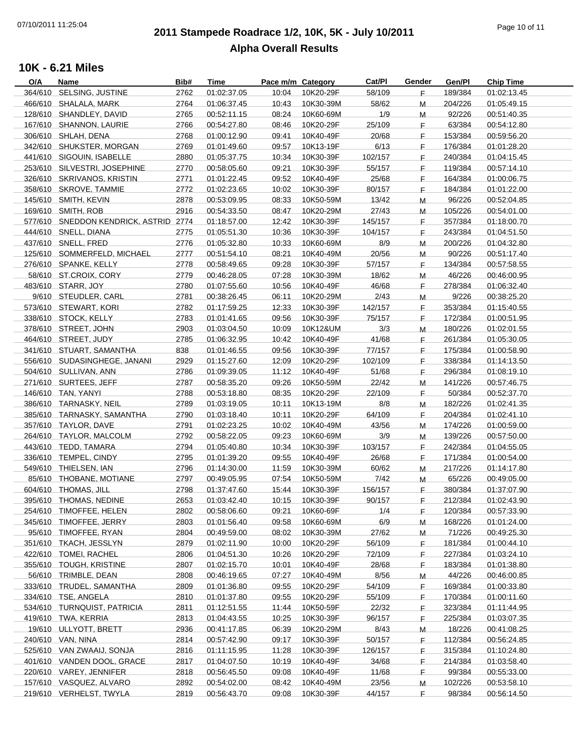# 2011 Stampede Roadrace 1/2, 10K, 5K - July 10/2011

## Alpha Overall Results

### 10K - 6.21 Miles

| O/A | Name | Bib# | Time | Pace m/m | Category | Cat/Pl | Gender | Gen/Pl | Chip Time |
|---|---|---|---|---|---|---|---|---|---|
| 364/610 | SELSING, JUSTINE | 2762 | 01:02:37.05 | 10:04 | 10K20-29F | 58/109 | F | 189/384 | 01:02:13.45 |
| 466/610 | SHALALA, MARK | 2764 | 01:06:37.45 | 10:43 | 10K30-39M | 58/62 | M | 204/226 | 01:05:49.15 |
| 128/610 | SHANDLEY, DAVID | 2765 | 00:52:11.15 | 08:24 | 10K60-69M | 1/9 | M | 92/226 | 00:51:40.35 |
| 167/610 | SHANNON, LAURIE | 2766 | 00:54:27.80 | 08:46 | 10K20-29F | 25/109 | F | 63/384 | 00:54:12.80 |
| 306/610 | SHLAH, DENA | 2768 | 01:00:12.90 | 09:41 | 10K40-49F | 20/68 | F | 153/384 | 00:59:56.20 |
| 342/610 | SHUKSTER, MORGAN | 2769 | 01:01:49.60 | 09:57 | 10K13-19F | 6/13 | F | 176/384 | 01:01:28.20 |
| 441/610 | SIGOUIN, ISABELLE | 2880 | 01:05:37.75 | 10:34 | 10K30-39F | 102/157 | F | 240/384 | 01:04:15.45 |
| 253/610 | SILVESTRI, JOSEPHINE | 2770 | 00:58:05.60 | 09:21 | 10K30-39F | 55/157 | F | 119/384 | 00:57:14.10 |
| 326/610 | SKRIVANOS, KRISTIN | 2771 | 01:01:22.45 | 09:52 | 10K40-49F | 25/68 | F | 164/384 | 01:00:06.75 |
| 358/610 | SKROVE, TAMMIE | 2772 | 01:02:23.65 | 10:02 | 10K30-39F | 80/157 | F | 184/384 | 01:01:22.00 |
| 145/610 | SMITH, KEVIN | 2878 | 00:53:09.95 | 08:33 | 10K50-59M | 13/42 | M | 96/226 | 00:52:04.85 |
| 169/610 | SMITH, ROB | 2916 | 00:54:33.50 | 08:47 | 10K20-29M | 27/43 | M | 105/226 | 00:54:01.00 |
| 577/610 | SNEDDON KENDRICK, ASTRID | 2774 | 01:18:57.00 | 12:42 | 10K30-39F | 145/157 | F | 357/384 | 01:18:00.70 |
| 444/610 | SNELL, DIANA | 2775 | 01:05:51.30 | 10:36 | 10K30-39F | 104/157 | F | 243/384 | 01:04:51.50 |
| 437/610 | SNELL, FRED | 2776 | 01:05:32.80 | 10:33 | 10K60-69M | 8/9 | M | 200/226 | 01:04:32.80 |
| 125/610 | SOMMERFELD, MICHAEL | 2777 | 00:51:54.10 | 08:21 | 10K40-49M | 20/56 | M | 90/226 | 00:51:17.40 |
| 276/610 | SPANKE, KELLY | 2778 | 00:58:49.65 | 09:28 | 10K30-39F | 57/157 | F | 134/384 | 00:57:58.55 |
| 58/610 | ST.CROIX, CORY | 2779 | 00:46:28.05 | 07:28 | 10K30-39M | 18/62 | M | 46/226 | 00:46:00.95 |
| 483/610 | STARR, JOY | 2780 | 01:07:55.60 | 10:56 | 10K40-49F | 46/68 | F | 278/384 | 01:06:32.40 |
| 9/610 | STEUDLER, CARL | 2781 | 00:38:26.45 | 06:11 | 10K20-29M | 2/43 | M | 9/226 | 00:38:25.20 |
| 573/610 | STEWART, KORI | 2782 | 01:17:59.25 | 12:33 | 10K30-39F | 142/157 | F | 353/384 | 01:15:40.55 |
| 338/610 | STOCK, KELLY | 2783 | 01:01:41.65 | 09:56 | 10K30-39F | 75/157 | F | 172/384 | 01:00:51.95 |
| 378/610 | STREET, JOHN | 2903 | 01:03:04.50 | 10:09 | 10K12&UM | 3/3 | M | 180/226 | 01:02:01.55 |
| 464/610 | STREET, JUDY | 2785 | 01:06:32.95 | 10:42 | 10K40-49F | 41/68 | F | 261/384 | 01:05:30.05 |
| 341/610 | STUART, SAMANTHA | 838 | 01:01:46.55 | 09:56 | 10K30-39F | 77/157 | F | 175/384 | 01:00:58.90 |
| 556/610 | SUDASINGHEGE, JANANI | 2929 | 01:15:27.60 | 12:09 | 10K20-29F | 102/109 | F | 338/384 | 01:14:13.50 |
| 504/610 | SULLIVAN, ANN | 2786 | 01:09:39.05 | 11:12 | 10K40-49F | 51/68 | F | 296/384 | 01:08:19.10 |
| 271/610 | SURTEES, JEFF | 2787 | 00:58:35.20 | 09:26 | 10K50-59M | 22/42 | M | 141/226 | 00:57:46.75 |
| 146/610 | TAN, YANYI | 2788 | 00:53:18.80 | 08:35 | 10K20-29F | 22/109 | F | 50/384 | 00:52:37.70 |
| 386/610 | TARNASKY, NEIL | 2789 | 01:03:19.05 | 10:11 | 10K13-19M | 8/8 | M | 182/226 | 01:02:41.35 |
| 385/610 | TARNASKY, SAMANTHA | 2790 | 01:03:18.40 | 10:11 | 10K20-29F | 64/109 | F | 204/384 | 01:02:41.10 |
| 357/610 | TAYLOR, DAVE | 2791 | 01:02:23.25 | 10:02 | 10K40-49M | 43/56 | M | 174/226 | 01:00:59.00 |
| 264/610 | TAYLOR, MALCOLM | 2792 | 00:58:22.05 | 09:23 | 10K60-69M | 3/9 | M | 139/226 | 00:57:50.00 |
| 443/610 | TEDD, TAMARA | 2794 | 01:05:40.80 | 10:34 | 10K30-39F | 103/157 | F | 242/384 | 01:04:55.05 |
| 336/610 | TEMPEL, CINDY | 2795 | 01:01:39.20 | 09:55 | 10K40-49F | 26/68 | F | 171/384 | 01:00:54.00 |
| 549/610 | THIELSEN, IAN | 2796 | 01:14:30.00 | 11:59 | 10K30-39M | 60/62 | M | 217/226 | 01:14:17.80 |
| 85/610 | THOBANE, MOTIANE | 2797 | 00:49:05.95 | 07:54 | 10K50-59M | 7/42 | M | 65/226 | 00:49:05.00 |
| 604/610 | THOMAS, JILL | 2798 | 01:37:47.60 | 15:44 | 10K30-39F | 156/157 | F | 380/384 | 01:37:07.90 |
| 395/610 | THOMAS, NEDINE | 2653 | 01:03:42.40 | 10:15 | 10K30-39F | 90/157 | F | 212/384 | 01:02:43.90 |
| 254/610 | TIMOFFEE, HELEN | 2802 | 00:58:06.60 | 09:21 | 10K60-69F | 1/4 | F | 120/384 | 00:57:33.90 |
| 345/610 | TIMOFFEE, JERRY | 2803 | 01:01:56.40 | 09:58 | 10K60-69M | 6/9 | M | 168/226 | 01:01:24.00 |
| 95/610 | TIMOFFEE, RYAN | 2804 | 00:49:59.00 | 08:02 | 10K30-39M | 27/62 | M | 71/226 | 00:49:25.30 |
| 351/610 | TKACH, JESSLYN | 2879 | 01:02:11.90 | 10:00 | 10K20-29F | 56/109 | F | 181/384 | 01:00:44.10 |
| 422/610 | TOMEI, RACHEL | 2806 | 01:04:51.30 | 10:26 | 10K20-29F | 72/109 | F | 227/384 | 01:03:24.10 |
| 355/610 | TOUGH, KRISTINE | 2807 | 01:02:15.70 | 10:01 | 10K40-49F | 28/68 | F | 183/384 | 01:01:38.80 |
| 56/610 | TRIMBLE, DEAN | 2808 | 00:46:19.65 | 07:27 | 10K40-49M | 8/56 | M | 44/226 | 00:46:00.85 |
| 333/610 | TRUDEL, SAMANTHA | 2809 | 01:01:36.80 | 09:55 | 10K20-29F | 54/109 | F | 169/384 | 01:00:33.80 |
| 334/610 | TSE, ANGELA | 2810 | 01:01:37.80 | 09:55 | 10K20-29F | 55/109 | F | 170/384 | 01:00:11.60 |
| 534/610 | TURNQUIST, PATRICIA | 2811 | 01:12:51.55 | 11:44 | 10K50-59F | 22/32 | F | 323/384 | 01:11:44.95 |
| 419/610 | TWA, KERRIA | 2813 | 01:04:43.55 | 10:25 | 10K30-39F | 96/157 | F | 225/384 | 01:03:07.35 |
| 19/610 | ULLYOTT, BRETT | 2936 | 00:41:17.85 | 06:39 | 10K20-29M | 8/43 | M | 18/226 | 00:41:08.25 |
| 240/610 | VAN, NINA | 2814 | 00:57:42.90 | 09:17 | 10K30-39F | 50/157 | F | 112/384 | 00:56:24.85 |
| 525/610 | VAN ZWAAIJ, SONJA | 2816 | 01:11:15.95 | 11:28 | 10K30-39F | 126/157 | F | 315/384 | 01:10:24.80 |
| 401/610 | VANDEN DOOL, GRACE | 2817 | 01:04:07.50 | 10:19 | 10K40-49F | 34/68 | F | 214/384 | 01:03:58.40 |
| 220/610 | VAREY, JENNIFER | 2818 | 00:56:45.50 | 09:08 | 10K40-49F | 11/68 | F | 99/384 | 00:55:33.00 |
| 157/610 | VASQUEZ, ALVARO | 2892 | 00:54:02.00 | 08:42 | 10K40-49M | 23/56 | M | 102/226 | 00:53:58.10 |
| 219/610 | VERHELST, TWYLA | 2819 | 00:56:43.70 | 09:08 | 10K30-39F | 44/157 | F | 98/384 | 00:56:14.50 |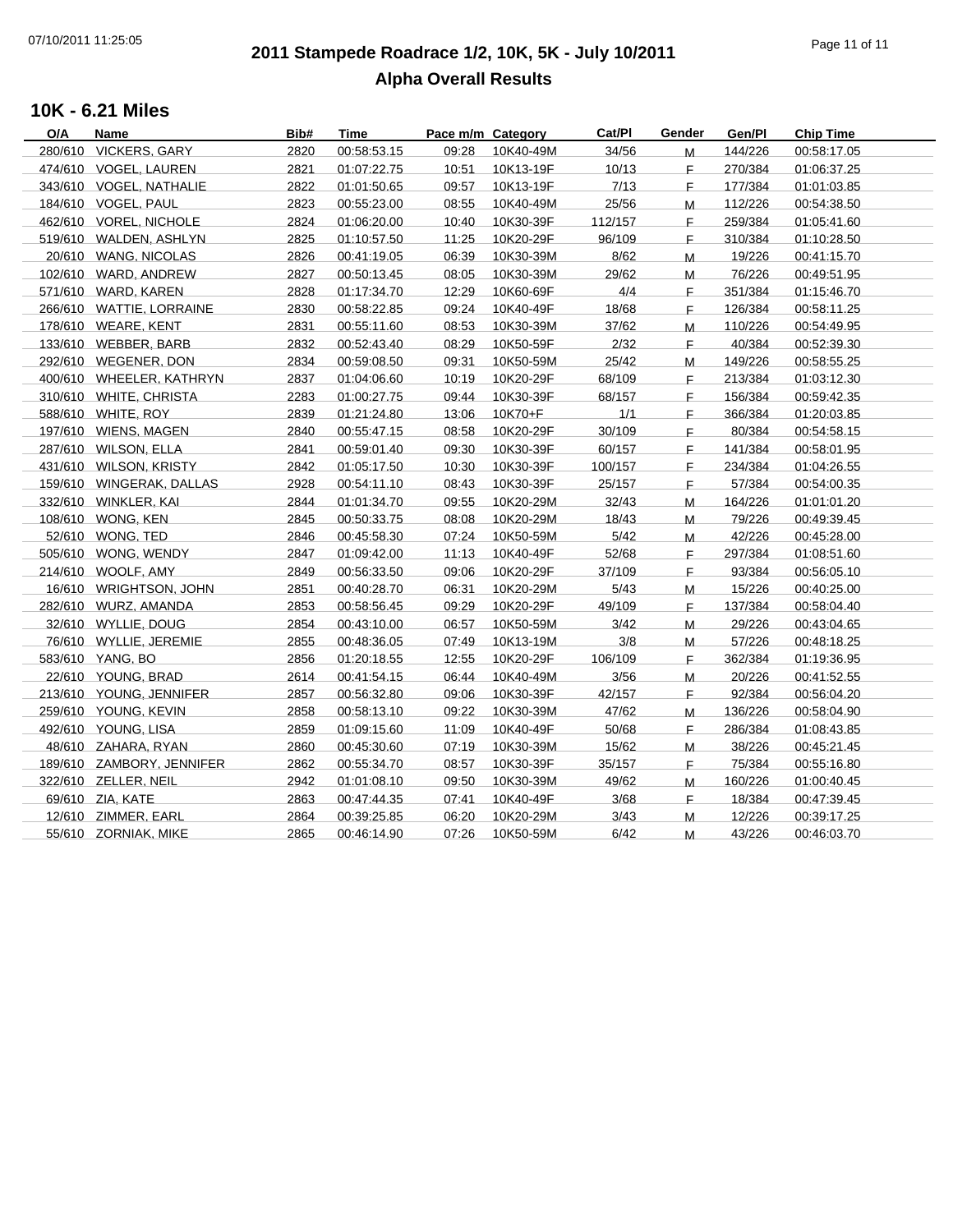## 2011 Stampede Roadrace 1/2, 10K, 5K - July 10/2011

## Alpha Overall Results

### 10K - 6.21 Miles

| O/A | Name | Bib# | Time | Pace m/m | Category | Cat/Pl | Gender | Gen/Pl | Chip Time |
|---|---|---|---|---|---|---|---|---|---|
| 280/610 | VICKERS, GARY | 2820 | 00:58:53.15 | 09:28 | 10K40-49M | 34/56 | M | 144/226 | 00:58:17.05 |
| 474/610 | VOGEL, LAUREN | 2821 | 01:07:22.75 | 10:51 | 10K13-19F | 10/13 | F | 270/384 | 01:06:37.25 |
| 343/610 | VOGEL, NATHALIE | 2822 | 01:01:50.65 | 09:57 | 10K13-19F | 7/13 | F | 177/384 | 01:01:03.85 |
| 184/610 | VOGEL, PAUL | 2823 | 00:55:23.00 | 08:55 | 10K40-49M | 25/56 | M | 112/226 | 00:54:38.50 |
| 462/610 | VOREL, NICHOLE | 2824 | 01:06:20.00 | 10:40 | 10K30-39F | 112/157 | F | 259/384 | 01:05:41.60 |
| 519/610 | WALDEN, ASHLYN | 2825 | 01:10:57.50 | 11:25 | 10K20-29F | 96/109 | F | 310/384 | 01:10:28.50 |
| 20/610 | WANG, NICOLAS | 2826 | 00:41:19.05 | 06:39 | 10K30-39M | 8/62 | M | 19/226 | 00:41:15.70 |
| 102/610 | WARD, ANDREW | 2827 | 00:50:13.45 | 08:05 | 10K30-39M | 29/62 | M | 76/226 | 00:49:51.95 |
| 571/610 | WARD, KAREN | 2828 | 01:17:34.70 | 12:29 | 10K60-69F | 4/4 | F | 351/384 | 01:15:46.70 |
| 266/610 | WATTIE, LORRAINE | 2830 | 00:58:22.85 | 09:24 | 10K40-49F | 18/68 | F | 126/384 | 00:58:11.25 |
| 178/610 | WEARE, KENT | 2831 | 00:55:11.60 | 08:53 | 10K30-39M | 37/62 | M | 110/226 | 00:54:49.95 |
| 133/610 | WEBBER, BARB | 2832 | 00:52:43.40 | 08:29 | 10K50-59F | 2/32 | F | 40/384 | 00:52:39.30 |
| 292/610 | WEGENER, DON | 2834 | 00:59:08.50 | 09:31 | 10K50-59M | 25/42 | M | 149/226 | 00:58:55.25 |
| 400/610 | WHEELER, KATHRYN | 2837 | 01:04:06.60 | 10:19 | 10K20-29F | 68/109 | F | 213/384 | 01:03:12.30 |
| 310/610 | WHITE, CHRISTA | 2283 | 01:00:27.75 | 09:44 | 10K30-39F | 68/157 | F | 156/384 | 00:59:42.35 |
| 588/610 | WHITE, ROY | 2839 | 01:21:24.80 | 13:06 | 10K70+F | 1/1 | F | 366/384 | 01:20:03.85 |
| 197/610 | WIENS, MAGEN | 2840 | 00:55:47.15 | 08:58 | 10K20-29F | 30/109 | F | 80/384 | 00:54:58.15 |
| 287/610 | WILSON, ELLA | 2841 | 00:59:01.40 | 09:30 | 10K30-39F | 60/157 | F | 141/384 | 00:58:01.95 |
| 431/610 | WILSON, KRISTY | 2842 | 01:05:17.50 | 10:30 | 10K30-39F | 100/157 | F | 234/384 | 01:04:26.55 |
| 159/610 | WINGERAK, DALLAS | 2928 | 00:54:11.10 | 08:43 | 10K30-39F | 25/157 | F | 57/384 | 00:54:00.35 |
| 332/610 | WINKLER, KAI | 2844 | 01:01:34.70 | 09:55 | 10K20-29M | 32/43 | M | 164/226 | 01:01:01.20 |
| 108/610 | WONG, KEN | 2845 | 00:50:33.75 | 08:08 | 10K20-29M | 18/43 | M | 79/226 | 00:49:39.45 |
| 52/610 | WONG, TED | 2846 | 00:45:58.30 | 07:24 | 10K50-59M | 5/42 | M | 42/226 | 00:45:28.00 |
| 505/610 | WONG, WENDY | 2847 | 01:09:42.00 | 11:13 | 10K40-49F | 52/68 | F | 297/384 | 01:08:51.60 |
| 214/610 | WOOLF, AMY | 2849 | 00:56:33.50 | 09:06 | 10K20-29F | 37/109 | F | 93/384 | 00:56:05.10 |
| 16/610 | WRIGHTSON, JOHN | 2851 | 00:40:28.70 | 06:31 | 10K20-29M | 5/43 | M | 15/226 | 00:40:25.00 |
| 282/610 | WURZ, AMANDA | 2853 | 00:58:56.45 | 09:29 | 10K20-29F | 49/109 | F | 137/384 | 00:58:04.40 |
| 32/610 | WYLLIE, DOUG | 2854 | 00:43:10.00 | 06:57 | 10K50-59M | 3/42 | M | 29/226 | 00:43:04.65 |
| 76/610 | WYLLIE, JEREMIE | 2855 | 00:48:36.05 | 07:49 | 10K13-19M | 3/8 | M | 57/226 | 00:48:18.25 |
| 583/610 | YANG, BO | 2856 | 01:20:18.55 | 12:55 | 10K20-29F | 106/109 | F | 362/384 | 01:19:36.95 |
| 22/610 | YOUNG, BRAD | 2614 | 00:41:54.15 | 06:44 | 10K40-49M | 3/56 | M | 20/226 | 00:41:52.55 |
| 213/610 | YOUNG, JENNIFER | 2857 | 00:56:32.80 | 09:06 | 10K30-39F | 42/157 | F | 92/384 | 00:56:04.20 |
| 259/610 | YOUNG, KEVIN | 2858 | 00:58:13.10 | 09:22 | 10K30-39M | 47/62 | M | 136/226 | 00:58:04.90 |
| 492/610 | YOUNG, LISA | 2859 | 01:09:15.60 | 11:09 | 10K40-49F | 50/68 | F | 286/384 | 01:08:43.85 |
| 48/610 | ZAHARA, RYAN | 2860 | 00:45:30.60 | 07:19 | 10K30-39M | 15/62 | M | 38/226 | 00:45:21.45 |
| 189/610 | ZAMBORY, JENNIFER | 2862 | 00:55:34.70 | 08:57 | 10K30-39F | 35/157 | F | 75/384 | 00:55:16.80 |
| 322/610 | ZELLER, NEIL | 2942 | 01:01:08.10 | 09:50 | 10K30-39M | 49/62 | M | 160/226 | 01:00:40.45 |
| 69/610 | ZIA, KATE | 2863 | 00:47:44.35 | 07:41 | 10K40-49F | 3/68 | F | 18/384 | 00:47:39.45 |
| 12/610 | ZIMMER, EARL | 2864 | 00:39:25.85 | 06:20 | 10K20-29M | 3/43 | M | 12/226 | 00:39:17.25 |
| 55/610 | ZORNIAK, MIKE | 2865 | 00:46:14.90 | 07:26 | 10K50-59M | 6/42 | M | 43/226 | 00:46:03.70 |